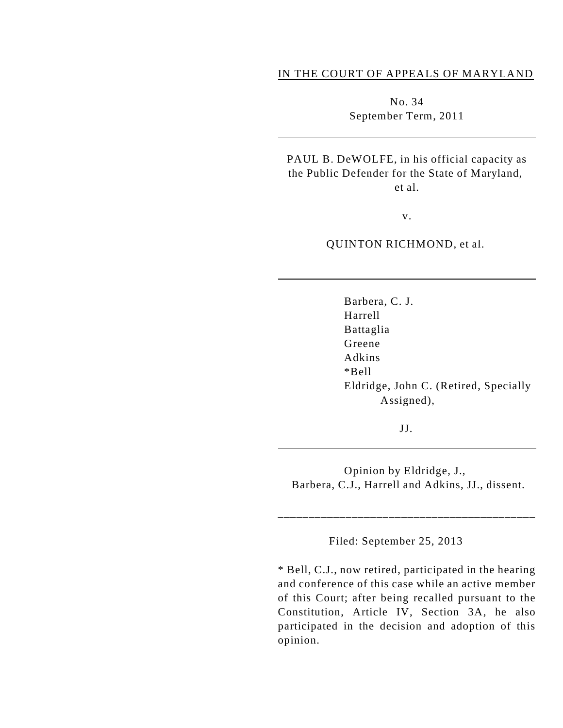IN THE COURT OF APPEALS OF MARYLAND

No. 34

September Term, 2011

---

PAUL B. DeWOLFE, in his official capacity as the Public Defender for the State of Maryland, et al.

v.

QUINTON RICHMOND, et al.

---

Barbera, C. J.
Harrell
Battaglia
Greene
Adkins
*Bell
Eldridge, John C. (Retired, Specially Assigned),

JJ.

---

Opinion by Eldridge, J.,
Barbera, C.J., Harrell and Adkins, JJ., dissent.

---

Filed: September 25, 2013

* Bell, C.J., now retired, participated in the hearing and conference of this case while an active member of this Court; after being recalled pursuant to the Constitution, Article IV, Section 3A, he also participated in the decision and adoption of this opinion.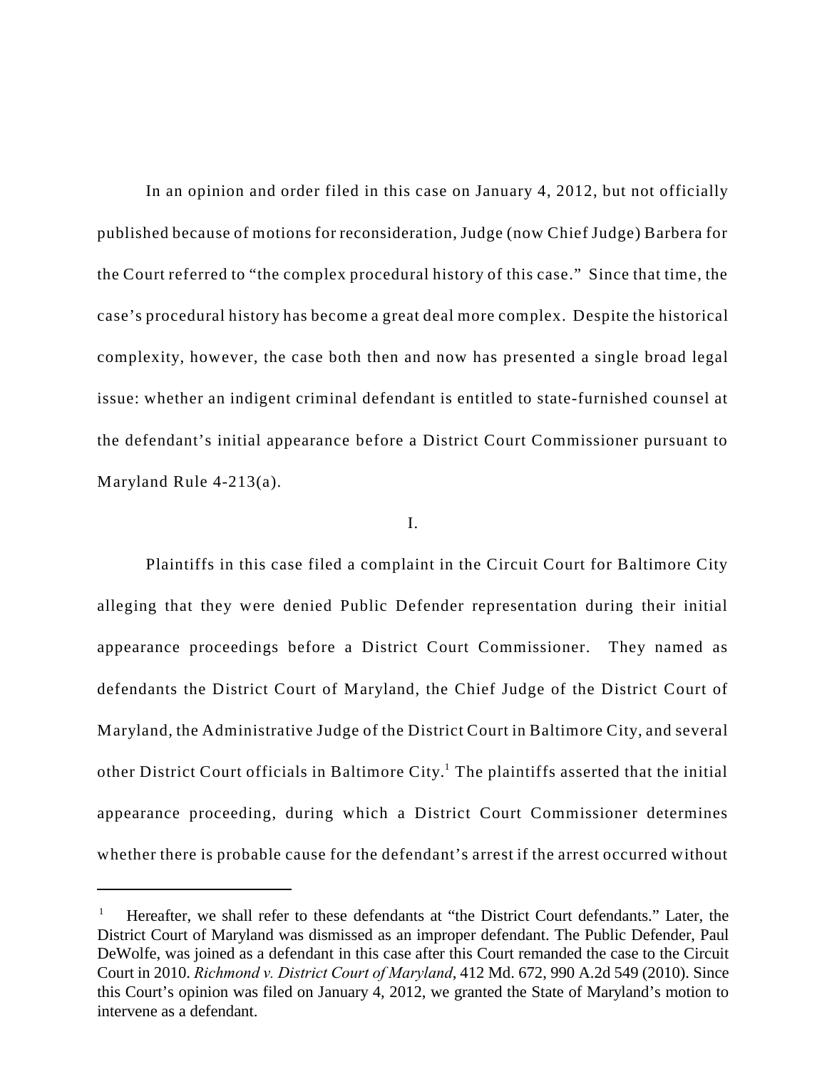In an opinion and order filed in this case on January 4, 2012, but not officially published because of motions for reconsideration, Judge (now Chief Judge) Barbera for the Court referred to "the complex procedural history of this case." Since that time, the case's procedural history has become a great deal more complex. Despite the historical complexity, however, the case both then and now has presented a single broad legal issue: whether an indigent criminal defendant is entitled to state-furnished counsel at the defendant's initial appearance before a District Court Commissioner pursuant to Maryland Rule 4-213(a).

I.

Plaintiffs in this case filed a complaint in the Circuit Court for Baltimore City alleging that they were denied Public Defender representation during their initial appearance proceedings before a District Court Commissioner. They named as defendants the District Court of Maryland, the Chief Judge of the District Court of Maryland, the Administrative Judge of the District Court in Baltimore City, and several other District Court officials in Baltimore City.[1] The plaintiffs asserted that the initial appearance proceeding, during which a District Court Commissioner determines whether there is probable cause for the defendant's arrest if the arrest occurred without

---

[1] Hereafter, we shall refer to these defendants at "the District Court defendants." Later, the District Court of Maryland was dismissed as an improper defendant. The Public Defender, Paul DeWolfe, was joined as a defendant in this case after this Court remanded the case to the Circuit Court in 2010. *Richmond v. District Court of Maryland*, 412 Md. 672, 990 A.2d 549 (2010). Since this Court's opinion was filed on January 4, 2012, we granted the State of Maryland's motion to intervene as a defendant.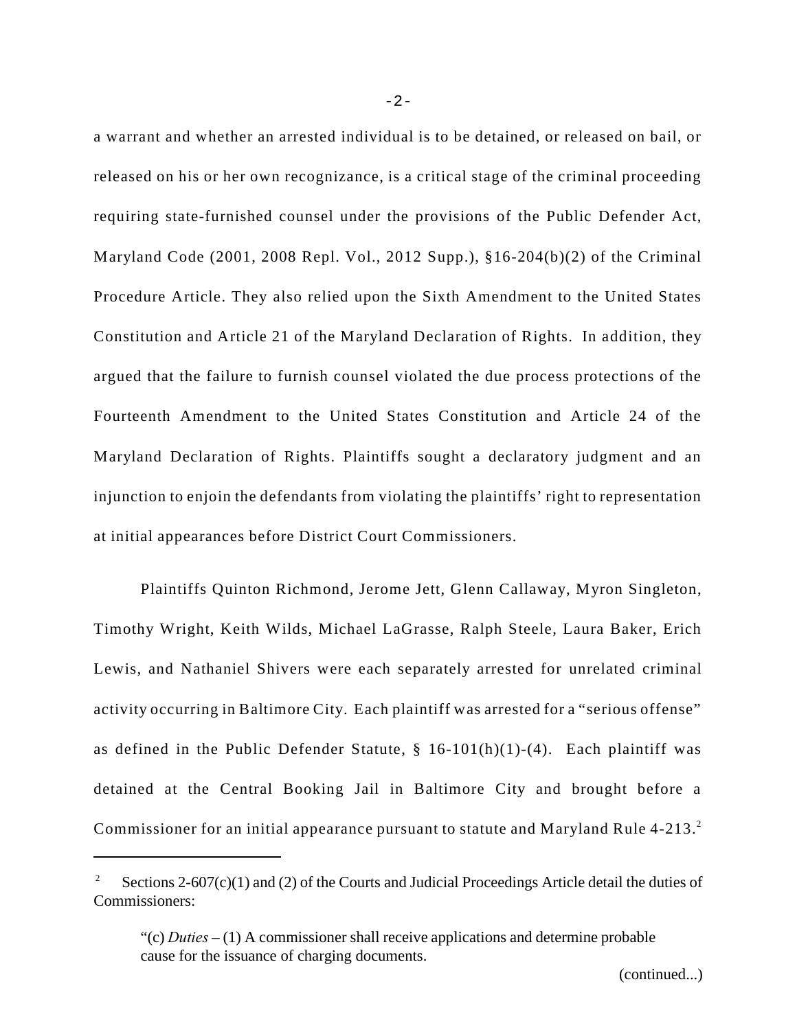a warrant and whether an arrested individual is to be detained, or released on bail, or released on his or her own recognizance, is a critical stage of the criminal proceeding requiring state-furnished counsel under the provisions of the Public Defender Act, Maryland Code (2001, 2008 Repl. Vol., 2012 Supp.), §16-204(b)(2) of the Criminal Procedure Article. They also relied upon the Sixth Amendment to the United States Constitution and Article 21 of the Maryland Declaration of Rights. In addition, they argued that the failure to furnish counsel violated the due process protections of the Fourteenth Amendment to the United States Constitution and Article 24 of the Maryland Declaration of Rights. Plaintiffs sought a declaratory judgment and an injunction to enjoin the defendants from violating the plaintiffs' right to representation at initial appearances before District Court Commissioners.

Plaintiffs Quinton Richmond, Jerome Jett, Glenn Callaway, Myron Singleton, Timothy Wright, Keith Wilds, Michael LaGrasse, Ralph Steele, Laura Baker, Erich Lewis, and Nathaniel Shivers were each separately arrested for unrelated criminal activity occurring in Baltimore City. Each plaintiff was arrested for a "serious offense" as defined in the Public Defender Statute, § 16-101(h)(1)-(4). Each plaintiff was detained at the Central Booking Jail in Baltimore City and brought before a Commissioner for an initial appearance pursuant to statute and Maryland Rule 4-213.[2]

---

[2] Sections 2-607(c)(1) and (2) of the Courts and Judicial Proceedings Article detail the duties of Commissioners:

> "(c) *Duties* – (1) A commissioner shall receive applications and determine probable cause for the issuance of charging documents.

(continued...)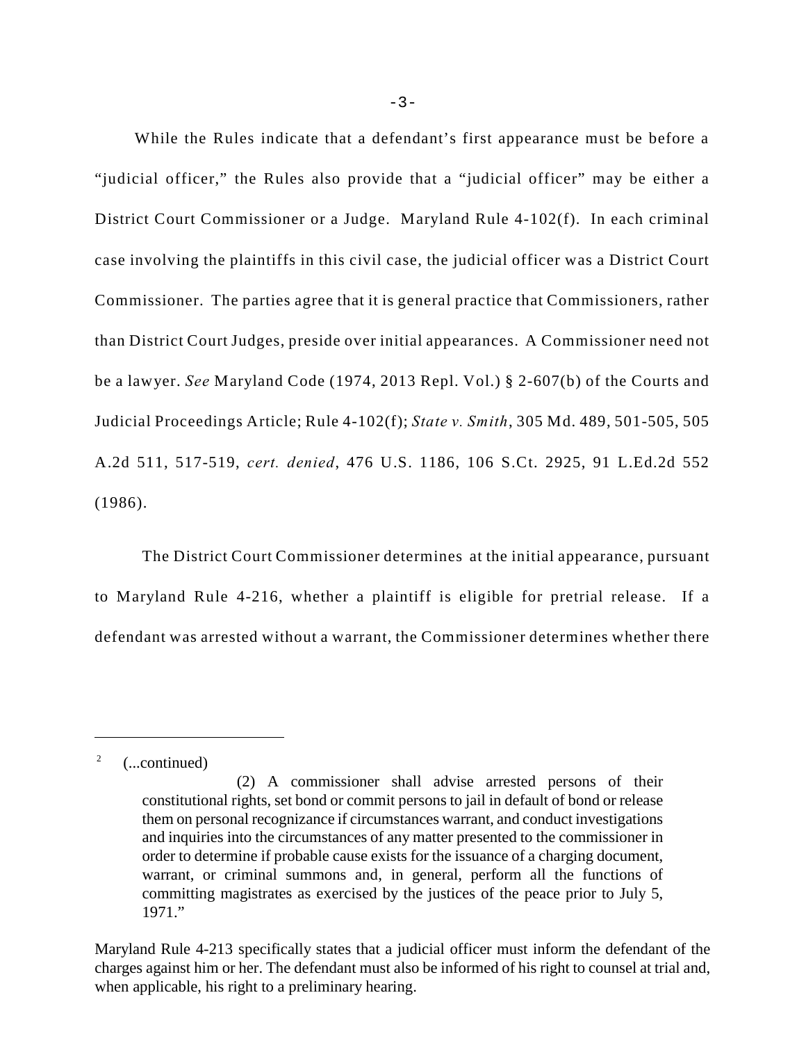While the Rules indicate that a defendant's first appearance must be before a "judicial officer," the Rules also provide that a "judicial officer" may be either a District Court Commissioner or a Judge. Maryland Rule 4-102(f). In each criminal case involving the plaintiffs in this civil case, the judicial officer was a District Court Commissioner. The parties agree that it is general practice that Commissioners, rather than District Court Judges, preside over initial appearances. A Commissioner need not be a lawyer. *See* Maryland Code (1974, 2013 Repl. Vol.) § 2-607(b) of the Courts and Judicial Proceedings Article; Rule 4-102(f); *State v. Smith*, 305 Md. 489, 501-505, 505 A.2d 511, 517-519, *cert. denied,* 476 U.S. 1186, 106 S.Ct. 2925, 91 L.Ed.2d 552 (1986).

The District Court Commissioner determines at the initial appearance, pursuant to Maryland Rule 4-216, whether a plaintiff is eligible for pretrial release. If a defendant was arrested without a warrant, the Commissioner determines whether there

---

[2] (...continued)

> (2) A commissioner shall advise arrested persons of their constitutional rights, set bond or commit persons to jail in default of bond or release them on personal recognizance if circumstances warrant, and conduct investigations and inquiries into the circumstances of any matter presented to the commissioner in order to determine if probable cause exists for the issuance of a charging document, warrant, or criminal summons and, in general, perform all the functions of committing magistrates as exercised by the justices of the peace prior to July 5, 1971."

Maryland Rule 4-213 specifically states that a judicial officer must inform the defendant of the charges against him or her. The defendant must also be informed of his right to counsel at trial and, when applicable, his right to a preliminary hearing.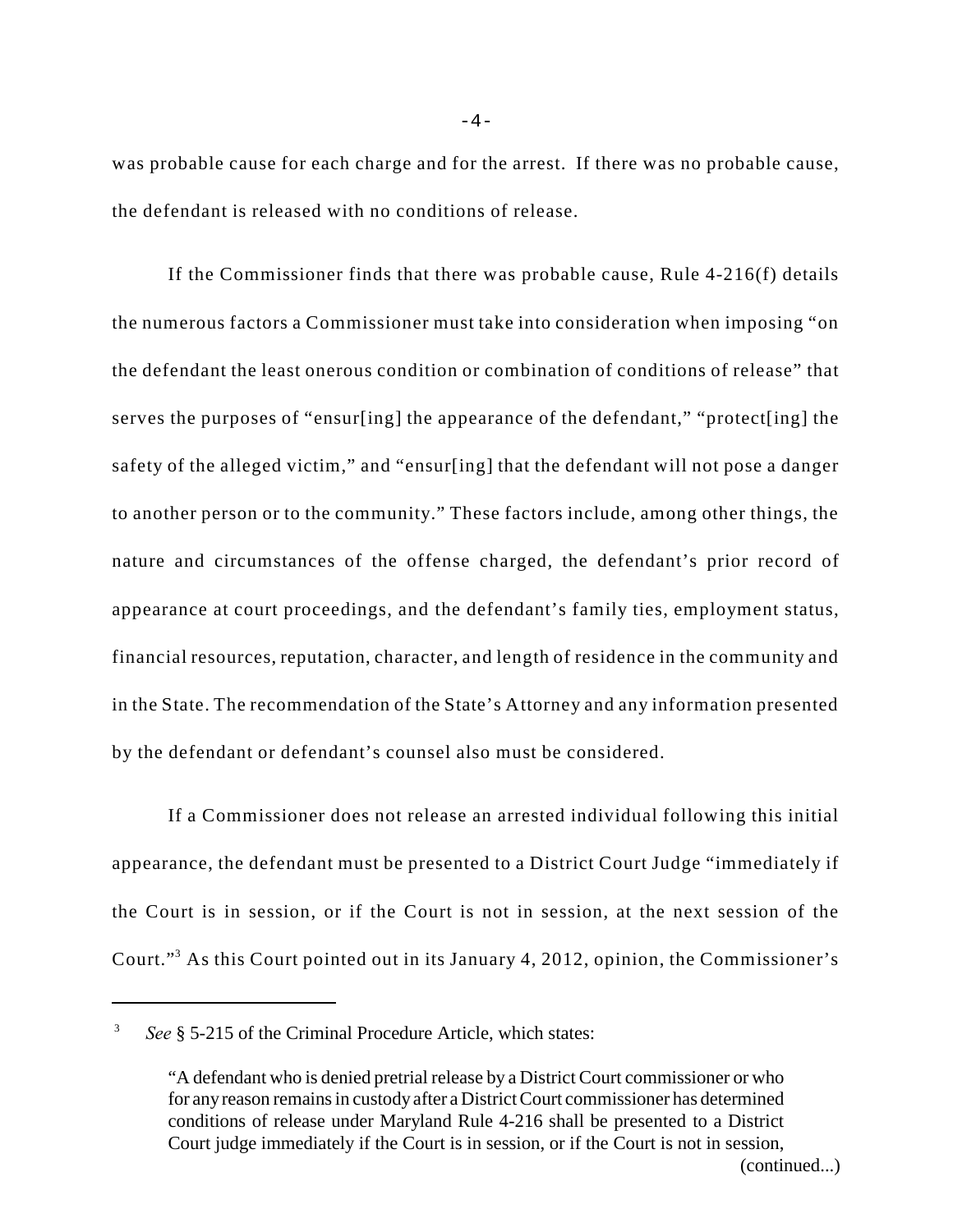was probable cause for each charge and for the arrest. If there was no probable cause, the defendant is released with no conditions of release.

If the Commissioner finds that there was probable cause, Rule 4-216(f) details the numerous factors a Commissioner must take into consideration when imposing "on the defendant the least onerous condition or combination of conditions of release" that serves the purposes of "ensur[ing] the appearance of the defendant," "protect[ing] the safety of the alleged victim," and "ensur[ing] that the defendant will not pose a danger to another person or to the community." These factors include, among other things, the nature and circumstances of the offense charged, the defendant's prior record of appearance at court proceedings, and the defendant's family ties, employment status, financial resources, reputation, character, and length of residence in the community and in the State. The recommendation of the State's Attorney and any information presented by the defendant or defendant's counsel also must be considered.

If a Commissioner does not release an arrested individual following this initial appearance, the defendant must be presented to a District Court Judge "immediately if the Court is in session, or if the Court is not in session, at the next session of the Court."[3] As this Court pointed out in its January 4, 2012, opinion, the Commissioner's

---

[3] *See* § 5-215 of the Criminal Procedure Article, which states:

> "A defendant who is denied pretrial release by a District Court commissioner or who for any reason remains in custody after a District Court commissioner has determined conditions of release under Maryland Rule 4-216 shall be presented to a District Court judge immediately if the Court is in session, or if the Court is not in session,
>
> (continued...)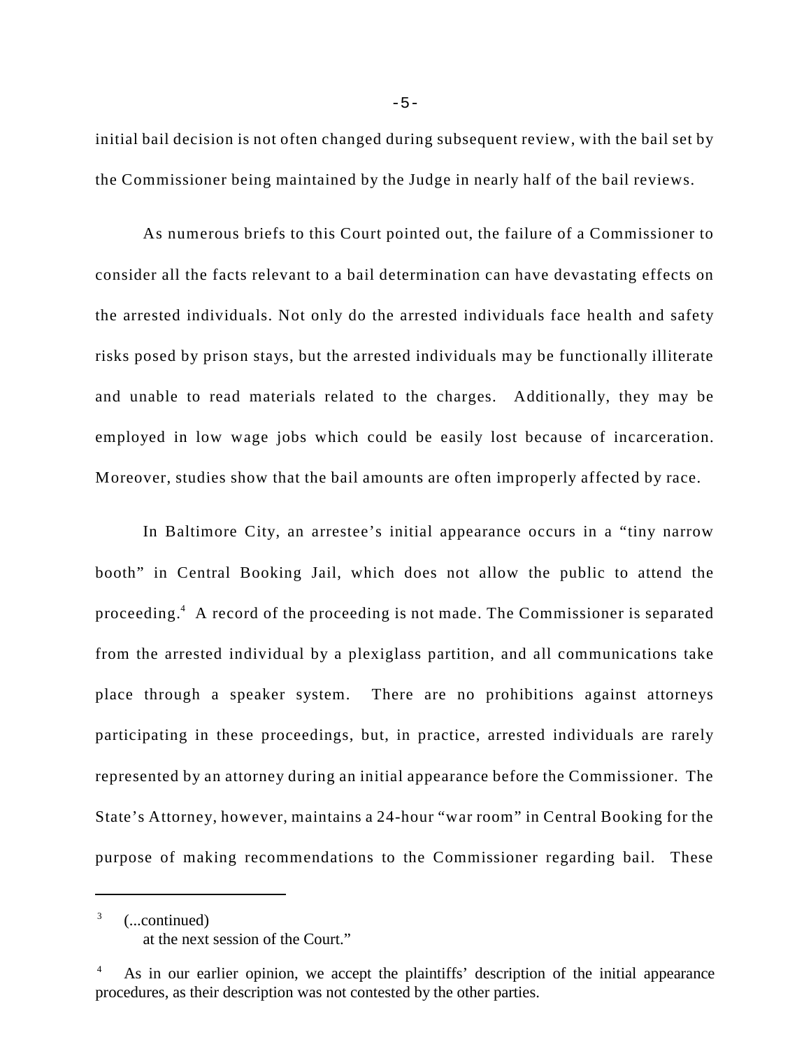initial bail decision is not often changed during subsequent review, with the bail set by the Commissioner being maintained by the Judge in nearly half of the bail reviews.

As numerous briefs to this Court pointed out, the failure of a Commissioner to consider all the facts relevant to a bail determination can have devastating effects on the arrested individuals. Not only do the arrested individuals face health and safety risks posed by prison stays, but the arrested individuals may be functionally illiterate and unable to read materials related to the charges. Additionally, they may be employed in low wage jobs which could be easily lost because of incarceration. Moreover, studies show that the bail amounts are often improperly affected by race.

In Baltimore City, an arrestee's initial appearance occurs in a "tiny narrow booth" in Central Booking Jail, which does not allow the public to attend the proceeding.[4] A record of the proceeding is not made. The Commissioner is separated from the arrested individual by a plexiglass partition, and all communications take place through a speaker system. There are no prohibitions against attorneys participating in these proceedings, but, in practice, arrested individuals are rarely represented by an attorney during an initial appearance before the Commissioner. The State's Attorney, however, maintains a 24-hour "war room" in Central Booking for the purpose of making recommendations to the Commissioner regarding bail. These

---

[3] (...continued)
at the next session of the Court."

[4] As in our earlier opinion, we accept the plaintiffs' description of the initial appearance procedures, as their description was not contested by the other parties.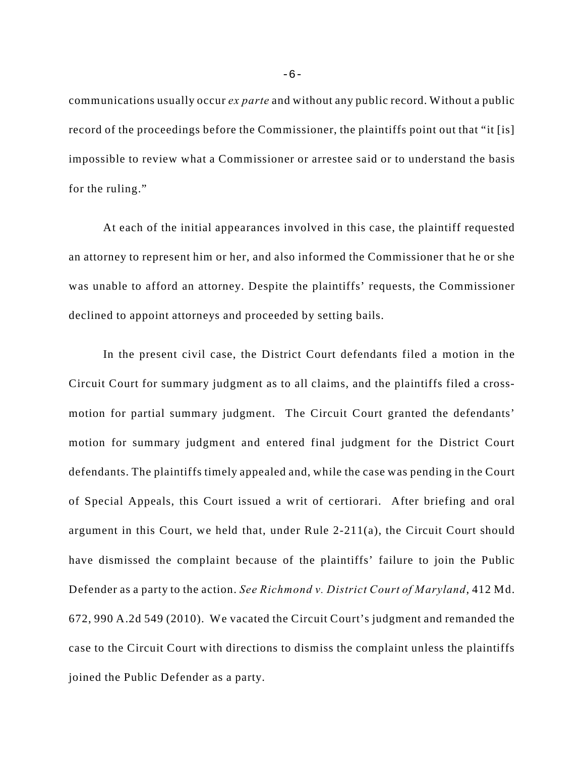communications usually occur *ex parte* and without any public record. Without a public record of the proceedings before the Commissioner, the plaintiffs point out that "it [is] impossible to review what a Commissioner or arrestee said or to understand the basis for the ruling."

At each of the initial appearances involved in this case, the plaintiff requested an attorney to represent him or her, and also informed the Commissioner that he or she was unable to afford an attorney. Despite the plaintiffs' requests, the Commissioner declined to appoint attorneys and proceeded by setting bails.

In the present civil case, the District Court defendants filed a motion in the Circuit Court for summary judgment as to all claims, and the plaintiffs filed a cross-motion for partial summary judgment. The Circuit Court granted the defendants' motion for summary judgment and entered final judgment for the District Court defendants. The plaintiffs timely appealed and, while the case was pending in the Court of Special Appeals, this Court issued a writ of certiorari. After briefing and oral argument in this Court, we held that, under Rule 2-211(a), the Circuit Court should have dismissed the complaint because of the plaintiffs' failure to join the Public Defender as a party to the action. *See Richmond v. District Court of Maryland*, 412 Md. 672, 990 A.2d 549 (2010). We vacated the Circuit Court's judgment and remanded the case to the Circuit Court with directions to dismiss the complaint unless the plaintiffs joined the Public Defender as a party.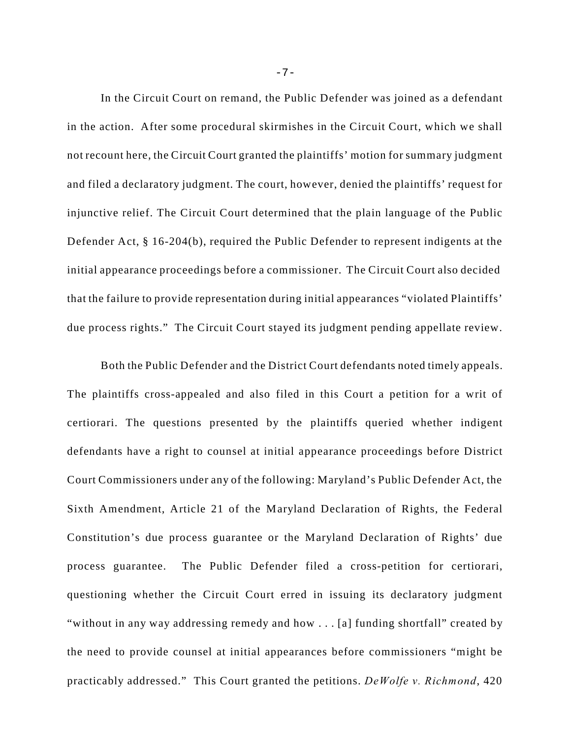In the Circuit Court on remand, the Public Defender was joined as a defendant in the action. After some procedural skirmishes in the Circuit Court, which we shall not recount here, the Circuit Court granted the plaintiffs' motion for summary judgment and filed a declaratory judgment. The court, however, denied the plaintiffs' request for injunctive relief. The Circuit Court determined that the plain language of the Public Defender Act, § 16-204(b), required the Public Defender to represent indigents at the initial appearance proceedings before a commissioner. The Circuit Court also decided that the failure to provide representation during initial appearances "violated Plaintiffs' due process rights." The Circuit Court stayed its judgment pending appellate review.

Both the Public Defender and the District Court defendants noted timely appeals. The plaintiffs cross-appealed and also filed in this Court a petition for a writ of certiorari. The questions presented by the plaintiffs queried whether indigent defendants have a right to counsel at initial appearance proceedings before District Court Commissioners under any of the following: Maryland's Public Defender Act, the Sixth Amendment, Article 21 of the Maryland Declaration of Rights, the Federal Constitution's due process guarantee or the Maryland Declaration of Rights' due process guarantee. The Public Defender filed a cross-petition for certiorari, questioning whether the Circuit Court erred in issuing its declaratory judgment "without in any way addressing remedy and how . . . [a] funding shortfall" created by the need to provide counsel at initial appearances before commissioners "might be practicably addressed." This Court granted the petitions. *DeWolfe v. Richmond*, 420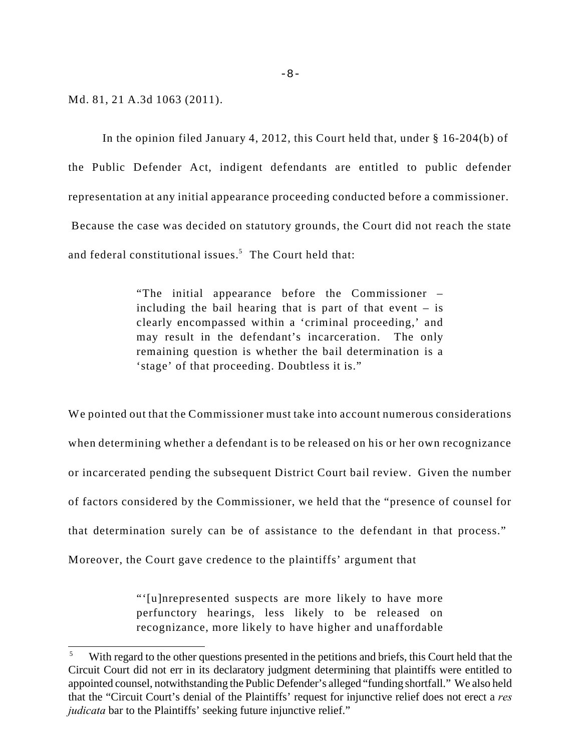Md. 81, 21 A.3d 1063 (2011).

In the opinion filed January 4, 2012, this Court held that, under § 16-204(b) of the Public Defender Act, indigent defendants are entitled to public defender representation at any initial appearance proceeding conducted before a commissioner. Because the case was decided on statutory grounds, the Court did not reach the state and federal constitutional issues.[5] The Court held that:

> "The initial appearance before the Commissioner – including the bail hearing that is part of that event – is clearly encompassed within a 'criminal proceeding,' and may result in the defendant's incarceration. The only remaining question is whether the bail determination is a 'stage' of that proceeding. Doubtless it is."

We pointed out that the Commissioner must take into account numerous considerations when determining whether a defendant is to be released on his or her own recognizance or incarcerated pending the subsequent District Court bail review. Given the number of factors considered by the Commissioner, we held that the "presence of counsel for that determination surely can be of assistance to the defendant in that process." Moreover, the Court gave credence to the plaintiffs' argument that

> "'[u]nrepresented suspects are more likely to have more perfunctory hearings, less likely to be released on recognizance, more likely to have higher and unaffordable

[5] With regard to the other questions presented in the petitions and briefs, this Court held that the Circuit Court did not err in its declaratory judgment determining that plaintiffs were entitled to appointed counsel, notwithstanding the Public Defender's alleged "funding shortfall." We also held that the "Circuit Court's denial of the Plaintiffs' request for injunctive relief does not erect a *res judicata* bar to the Plaintiffs' seeking future injunctive relief."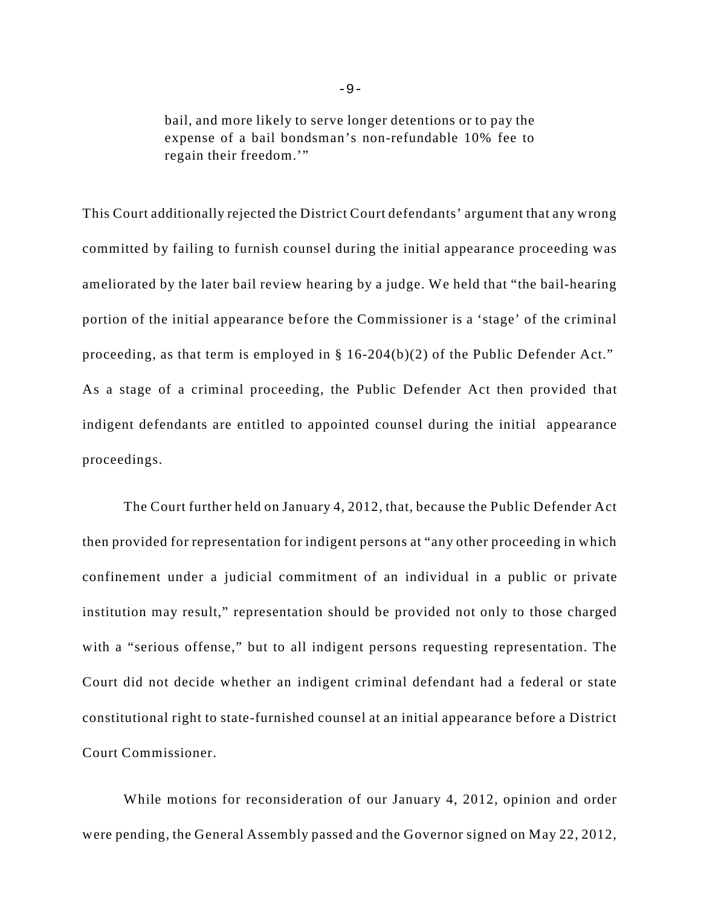> bail, and more likely to serve longer detentions or to pay the expense of a bail bondsman's non-refundable 10% fee to regain their freedom.'"

This Court additionally rejected the District Court defendants' argument that any wrong committed by failing to furnish counsel during the initial appearance proceeding was ameliorated by the later bail review hearing by a judge. We held that "the bail-hearing portion of the initial appearance before the Commissioner is a 'stage' of the criminal proceeding, as that term is employed in § 16-204(b)(2) of the Public Defender Act." As a stage of a criminal proceeding, the Public Defender Act then provided that indigent defendants are entitled to appointed counsel during the initial appearance proceedings.

The Court further held on January 4, 2012, that, because the Public Defender Act then provided for representation for indigent persons at "any other proceeding in which confinement under a judicial commitment of an individual in a public or private institution may result," representation should be provided not only to those charged with a "serious offense," but to all indigent persons requesting representation. The Court did not decide whether an indigent criminal defendant had a federal or state constitutional right to state-furnished counsel at an initial appearance before a District Court Commissioner.

While motions for reconsideration of our January 4, 2012, opinion and order were pending, the General Assembly passed and the Governor signed on May 22, 2012,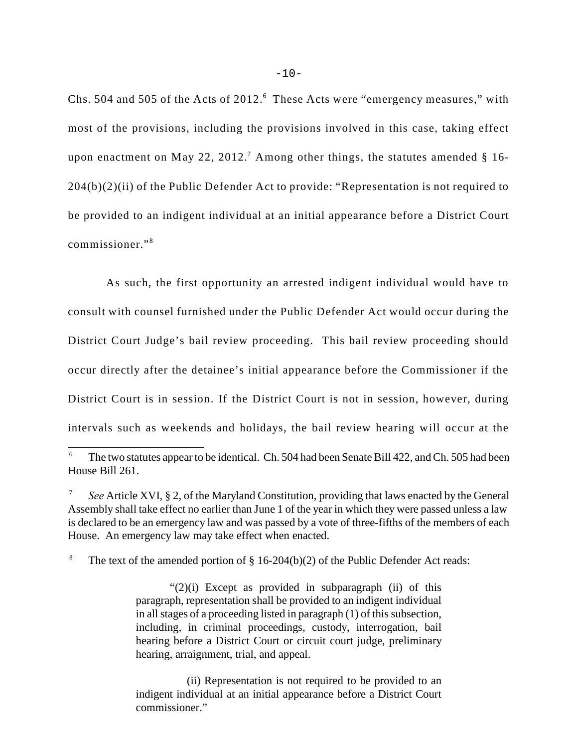Chs. 504 and 505 of the Acts of 2012.[6] These Acts were "emergency measures," with most of the provisions, including the provisions involved in this case, taking effect upon enactment on May 22, 2012.[7] Among other things, the statutes amended § 16-204(b)(2)(ii) of the Public Defender Act to provide: "Representation is not required to be provided to an indigent individual at an initial appearance before a District Court commissioner."[8]

As such, the first opportunity an arrested indigent individual would have to consult with counsel furnished under the Public Defender Act would occur during the District Court Judge's bail review proceeding. This bail review proceeding should occur directly after the detainee's initial appearance before the Commissioner if the District Court is in session. If the District Court is not in session, however, during intervals such as weekends and holidays, the bail review hearing will occur at the

---

[6] The two statutes appear to be identical. Ch. 504 had been Senate Bill 422, and Ch. 505 had been House Bill 261.

[7] *See* Article XVI, § 2, of the Maryland Constitution, providing that laws enacted by the General Assembly shall take effect no earlier than June 1 of the year in which they were passed unless a law is declared to be an emergency law and was passed by a vote of three-fifths of the members of each House. An emergency law may take effect when enacted.

[8] The text of the amended portion of § 16-204(b)(2) of the Public Defender Act reads:

> "(2)(i) Except as provided in subparagraph (ii) of this paragraph, representation shall be provided to an indigent individual in all stages of a proceeding listed in paragraph (1) of this subsection, including, in criminal proceedings, custody, interrogation, bail hearing before a District Court or circuit court judge, preliminary hearing, arraignment, trial, and appeal.
>
> (ii) Representation is not required to be provided to an indigent individual at an initial appearance before a District Court commissioner."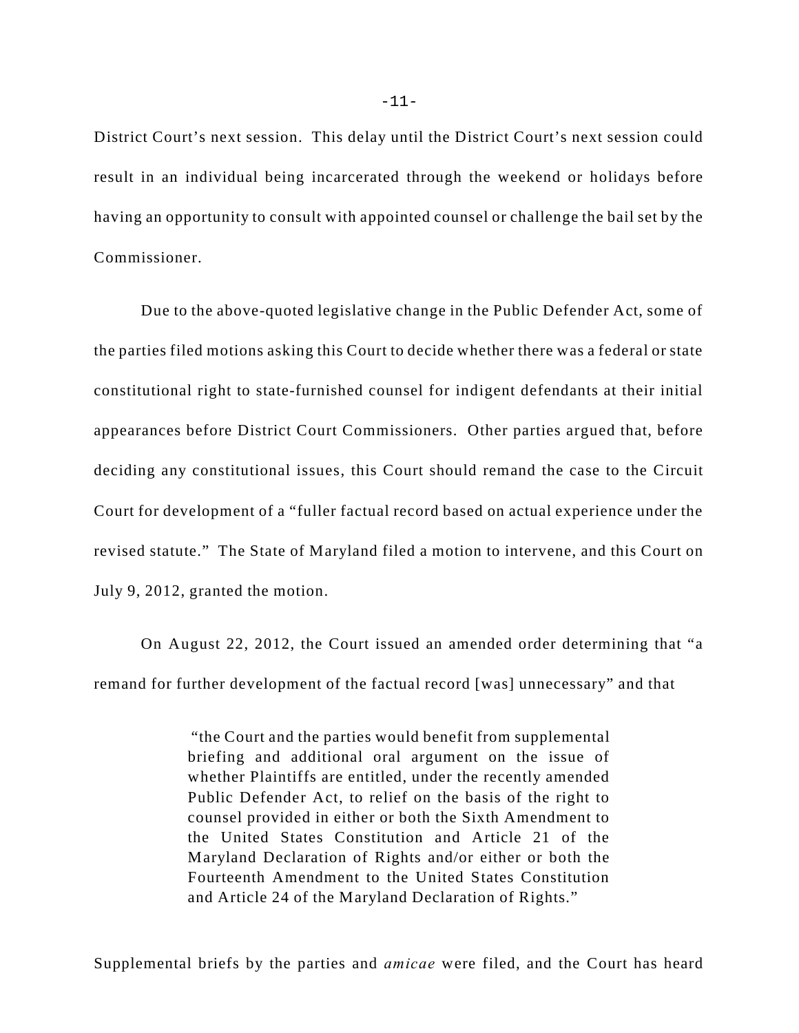District Court's next session. This delay until the District Court's next session could result in an individual being incarcerated through the weekend or holidays before having an opportunity to consult with appointed counsel or challenge the bail set by the Commissioner.

Due to the above-quoted legislative change in the Public Defender Act, some of the parties filed motions asking this Court to decide whether there was a federal or state constitutional right to state-furnished counsel for indigent defendants at their initial appearances before District Court Commissioners. Other parties argued that, before deciding any constitutional issues, this Court should remand the case to the Circuit Court for development of a "fuller factual record based on actual experience under the revised statute." The State of Maryland filed a motion to intervene, and this Court on July 9, 2012, granted the motion.

On August 22, 2012, the Court issued an amended order determining that "a remand for further development of the factual record [was] unnecessary" and that

> "the Court and the parties would benefit from supplemental briefing and additional oral argument on the issue of whether Plaintiffs are entitled, under the recently amended Public Defender Act, to relief on the basis of the right to counsel provided in either or both the Sixth Amendment to the United States Constitution and Article 21 of the Maryland Declaration of Rights and/or either or both the Fourteenth Amendment to the United States Constitution and Article 24 of the Maryland Declaration of Rights."

Supplemental briefs by the parties and *amicae* were filed, and the Court has heard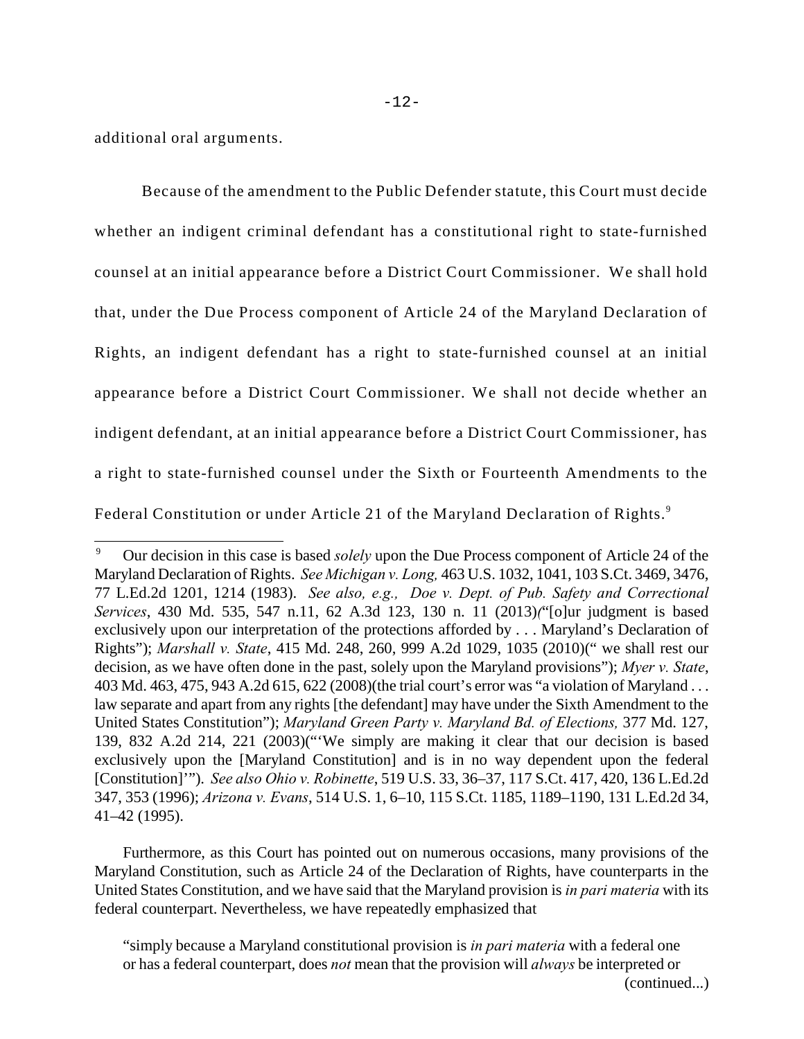additional oral arguments.

Because of the amendment to the Public Defender statute, this Court must decide whether an indigent criminal defendant has a constitutional right to state-furnished counsel at an initial appearance before a District Court Commissioner. We shall hold that, under the Due Process component of Article 24 of the Maryland Declaration of Rights, an indigent defendant has a right to state-furnished counsel at an initial appearance before a District Court Commissioner. We shall not decide whether an indigent defendant, at an initial appearance before a District Court Commissioner, has a right to state-furnished counsel under the Sixth or Fourteenth Amendments to the Federal Constitution or under Article 21 of the Maryland Declaration of Rights.[9]

---

[9] Our decision in this case is based *solely* upon the Due Process component of Article 24 of the Maryland Declaration of Rights. *See Michigan v. Long,* 463 U.S. 1032, 1041, 103 S.Ct. 3469, 3476, 77 L.Ed.2d 1201, 1214 (1983). *See also, e.g., Doe v. Dept. of Pub. Safety and Correctional Services*, 430 Md. 535, 547 n.11, 62 A.3d 123, 130 n. 11 (2013)("[o]ur judgment is based exclusively upon our interpretation of the protections afforded by . . . Maryland's Declaration of Rights"); *Marshall v. State*, 415 Md. 248, 260, 999 A.2d 1029, 1035 (2010)(" we shall rest our decision, as we have often done in the past, solely upon the Maryland provisions"); *Myer v. State*, 403 Md. 463, 475, 943 A.2d 615, 622 (2008)(the trial court's error was "a violation of Maryland . . . law separate and apart from any rights [the defendant] may have under the Sixth Amendment to the United States Constitution"); *Maryland Green Party v. Maryland Bd. of Elections,* 377 Md. 127, 139, 832 A.2d 214, 221 (2003)("'We simply are making it clear that our decision is based exclusively upon the [Maryland Constitution] and is in no way dependent upon the federal [Constitution]'"). *See also Ohio v. Robinette*, 519 U.S. 33, 36–37, 117 S.Ct. 417, 420, 136 L.Ed.2d 347, 353 (1996); *Arizona v. Evans*, 514 U.S. 1, 6–10, 115 S.Ct. 1185, 1189–1190, 131 L.Ed.2d 34, 41–42 (1995).

Furthermore, as this Court has pointed out on numerous occasions, many provisions of the Maryland Constitution, such as Article 24 of the Declaration of Rights, have counterparts in the United States Constitution, and we have said that the Maryland provision is *in pari materia* with its federal counterpart. Nevertheless, we have repeatedly emphasized that

> "simply because a Maryland constitutional provision is *in pari materia* with a federal one or has a federal counterpart, does *not* mean that the provision will *always* be interpreted or

(continued...)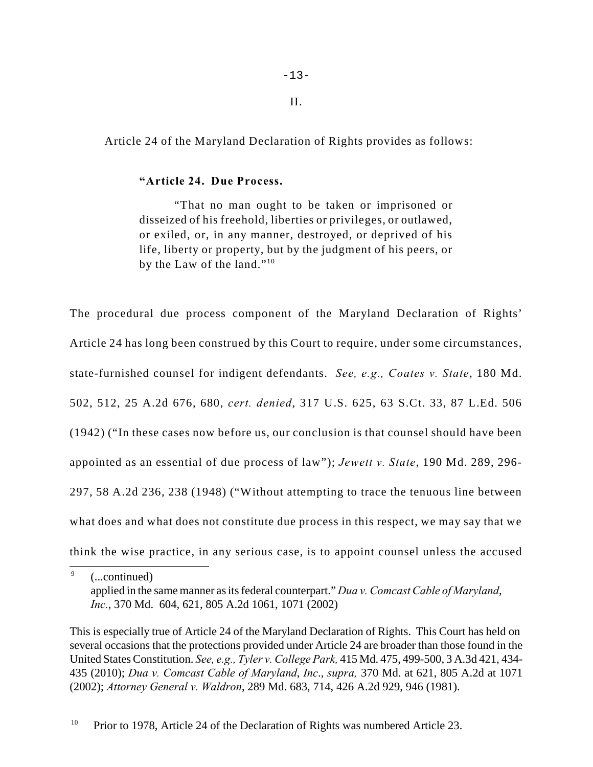II.

Article 24 of the Maryland Declaration of Rights provides as follows:

> **"Article 24. Due Process.**
>
> "That no man ought to be taken or imprisoned or disseized of his freehold, liberties or privileges, or outlawed, or exiled, or, in any manner, destroyed, or deprived of his life, liberty or property, but by the judgment of his peers, or by the Law of the land."[10]

The procedural due process component of the Maryland Declaration of Rights' Article 24 has long been construed by this Court to require, under some circumstances, state-furnished counsel for indigent defendants. *See, e.g., Coates v. State*, 180 Md. 502, 512, 25 A.2d 676, 680, *cert. denied*, 317 U.S. 625, 63 S.Ct. 33, 87 L.Ed. 506 (1942) ("In these cases now before us, our conclusion is that counsel should have been appointed as an essential of due process of law"); *Jewett v. State*, 190 Md. 289, 296-297, 58 A.2d 236, 238 (1948) ("Without attempting to trace the tenuous line between what does and what does not constitute due process in this respect, we may say that we think the wise practice, in any serious case, is to appoint counsel unless the accused

---

[9] (...continued)
applied in the same manner as its federal counterpart." *Dua v. Comcast Cable of Maryland, Inc.*, 370 Md. 604, 621, 805 A.2d 1061, 1071 (2002)

This is especially true of Article 24 of the Maryland Declaration of Rights. This Court has held on several occasions that the protections provided under Article 24 are broader than those found in the United States Constitution. *See, e.g., Tyler v. College Park,* 415 Md. 475, 499-500, 3 A.3d 421, 434-435 (2010); *Dua v. Comcast Cable of Maryland, Inc., supra,* 370 Md. at 621, 805 A.2d at 1071 (2002); *Attorney General v. Waldron*, 289 Md. 683, 714, 426 A.2d 929, 946 (1981).

[10] Prior to 1978, Article 24 of the Declaration of Rights was numbered Article 23.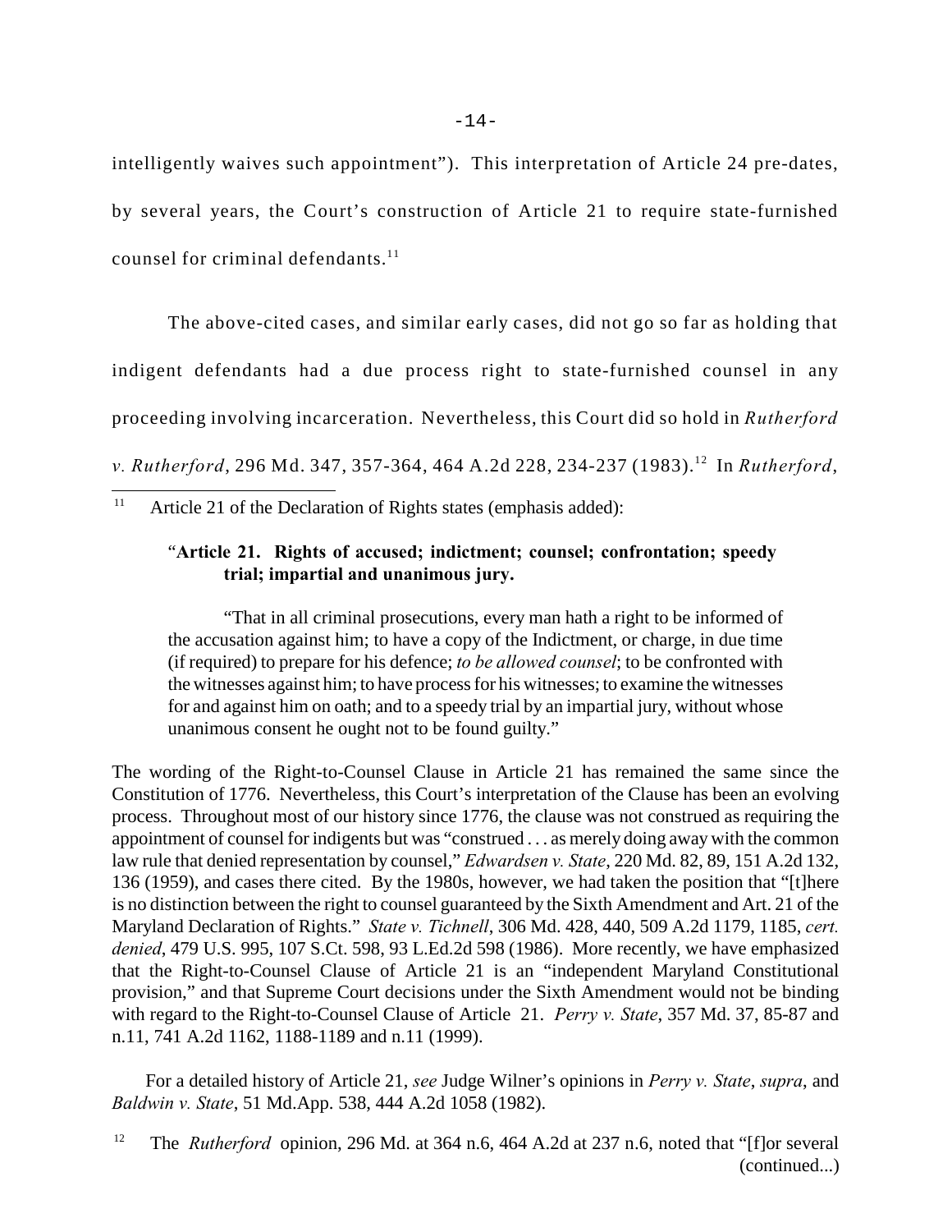intelligently waives such appointment"). This interpretation of Article 24 pre-dates, by several years, the Court's construction of Article 21 to require state-furnished counsel for criminal defendants.[11]

The above-cited cases, and similar early cases, did not go so far as holding that indigent defendants had a due process right to state-furnished counsel in any proceeding involving incarceration. Nevertheless, this Court did so hold in *Rutherford v. Rutherford*, 296 Md. 347, 357-364, 464 A.2d 228, 234-237 (1983).[12] In *Rutherford*,

---

[11] Article 21 of the Declaration of Rights states (emphasis added):

> "**Article 21. Rights of accused; indictment; counsel; confrontation; speedy trial; impartial and unanimous jury.**
>
> "That in all criminal prosecutions, every man hath a right to be informed of the accusation against him; to have a copy of the Indictment, or charge, in due time (if required) to prepare for his defence; *to be allowed counsel*; to be confronted with the witnesses against him; to have process for his witnesses; to examine the witnesses for and against him on oath; and to a speedy trial by an impartial jury, without whose unanimous consent he ought not to be found guilty."

The wording of the Right-to-Counsel Clause in Article 21 has remained the same since the Constitution of 1776. Nevertheless, this Court's interpretation of the Clause has been an evolving process. Throughout most of our history since 1776, the clause was not construed as requiring the appointment of counsel for indigents but was "construed . . . as merely doing away with the common law rule that denied representation by counsel," *Edwardsen v. State*, 220 Md. 82, 89, 151 A.2d 132, 136 (1959), and cases there cited. By the 1980s, however, we had taken the position that "[t]here is no distinction between the right to counsel guaranteed by the Sixth Amendment and Art. 21 of the Maryland Declaration of Rights." *State v. Tichnell*, 306 Md. 428, 440, 509 A.2d 1179, 1185, *cert. denied*, 479 U.S. 995, 107 S.Ct. 598, 93 L.Ed.2d 598 (1986). More recently, we have emphasized that the Right-to-Counsel Clause of Article 21 is an "independent Maryland Constitutional provision," and that Supreme Court decisions under the Sixth Amendment would not be binding with regard to the Right-to-Counsel Clause of Article 21. *Perry v. State*, 357 Md. 37, 85-87 and n.11, 741 A.2d 1162, 1188-1189 and n.11 (1999).

For a detailed history of Article 21, *see* Judge Wilner's opinions in *Perry v. State*, *supra*, and *Baldwin v. State*, 51 Md.App. 538, 444 A.2d 1058 (1982).

[12] The *Rutherford* opinion, 296 Md. at 364 n.6, 464 A.2d at 237 n.6, noted that "[f]or several (continued...)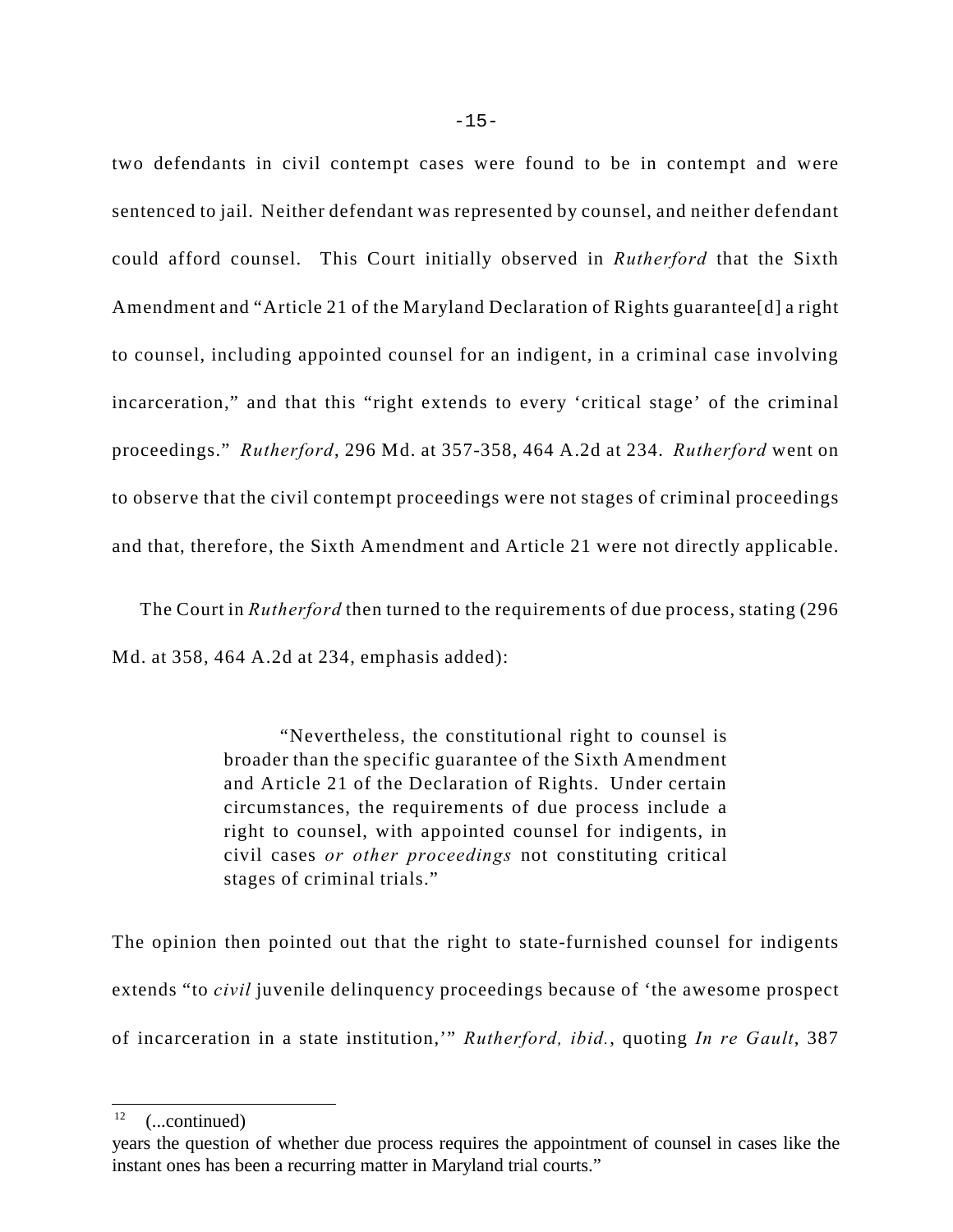two defendants in civil contempt cases were found to be in contempt and were sentenced to jail. Neither defendant was represented by counsel, and neither defendant could afford counsel. This Court initially observed in *Rutherford* that the Sixth Amendment and "Article 21 of the Maryland Declaration of Rights guarantee[d] a right to counsel, including appointed counsel for an indigent, in a criminal case involving incarceration," and that this "right extends to every 'critical stage' of the criminal proceedings." *Rutherford*, 296 Md. at 357-358, 464 A.2d at 234. *Rutherford* went on to observe that the civil contempt proceedings were not stages of criminal proceedings and that, therefore, the Sixth Amendment and Article 21 were not directly applicable.

The Court in *Rutherford* then turned to the requirements of due process, stating (296 Md. at 358, 464 A.2d at 234, emphasis added):

> "Nevertheless, the constitutional right to counsel is broader than the specific guarantee of the Sixth Amendment and Article 21 of the Declaration of Rights. Under certain circumstances, the requirements of due process include a right to counsel, with appointed counsel for indigents, in civil cases *or other proceedings* not constituting critical stages of criminal trials."

The opinion then pointed out that the right to state-furnished counsel for indigents extends "to *civil* juvenile delinquency proceedings because of 'the awesome prospect of incarceration in a state institution,'" *Rutherford, ibid.*, quoting *In re Gault*, 387

---

[12] (...continued)
years the question of whether due process requires the appointment of counsel in cases like the instant ones has been a recurring matter in Maryland trial courts."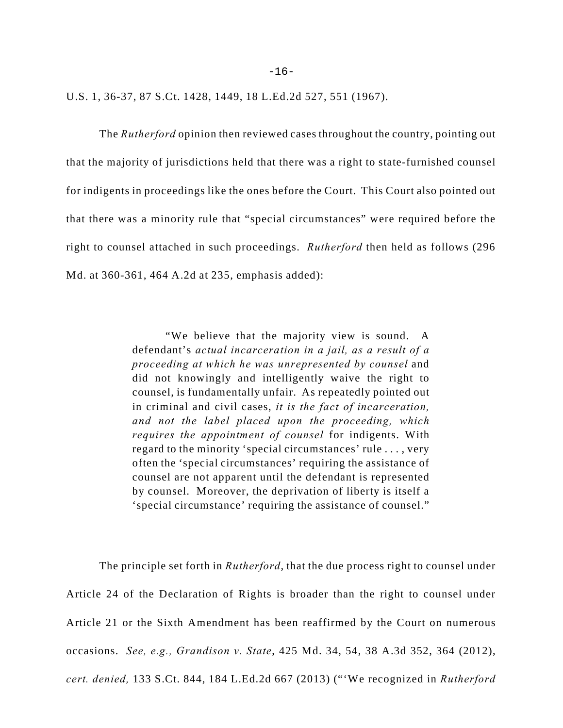U.S. 1, 36-37, 87 S.Ct. 1428, 1449, 18 L.Ed.2d 527, 551 (1967).

The *Rutherford* opinion then reviewed cases throughout the country, pointing out that the majority of jurisdictions held that there was a right to state-furnished counsel for indigents in proceedings like the ones before the Court. This Court also pointed out that there was a minority rule that "special circumstances" were required before the right to counsel attached in such proceedings. *Rutherford* then held as follows (296 Md. at 360-361, 464 A.2d at 235, emphasis added):

> "We believe that the majority view is sound. A defendant's *actual incarceration in a jail, as a result of a proceeding at which he was unrepresented by counsel* and did not knowingly and intelligently waive the right to counsel, is fundamentally unfair. As repeatedly pointed out in criminal and civil cases, *it is the fact of incarceration, and not the label placed upon the proceeding, which requires the appointment of counsel* for indigents. With regard to the minority 'special circumstances' rule . . . , very often the 'special circumstances' requiring the assistance of counsel are not apparent until the defendant is represented by counsel. Moreover, the deprivation of liberty is itself a 'special circumstance' requiring the assistance of counsel."

The principle set forth in *Rutherford*, that the due process right to counsel under Article 24 of the Declaration of Rights is broader than the right to counsel under Article 21 or the Sixth Amendment has been reaffirmed by the Court on numerous occasions. *See, e.g., Grandison v. State*, 425 Md. 34, 54, 38 A.3d 352, 364 (2012), *cert. denied,* 133 S.Ct. 844, 184 L.Ed.2d 667 (2013) ("'We recognized in *Rutherford*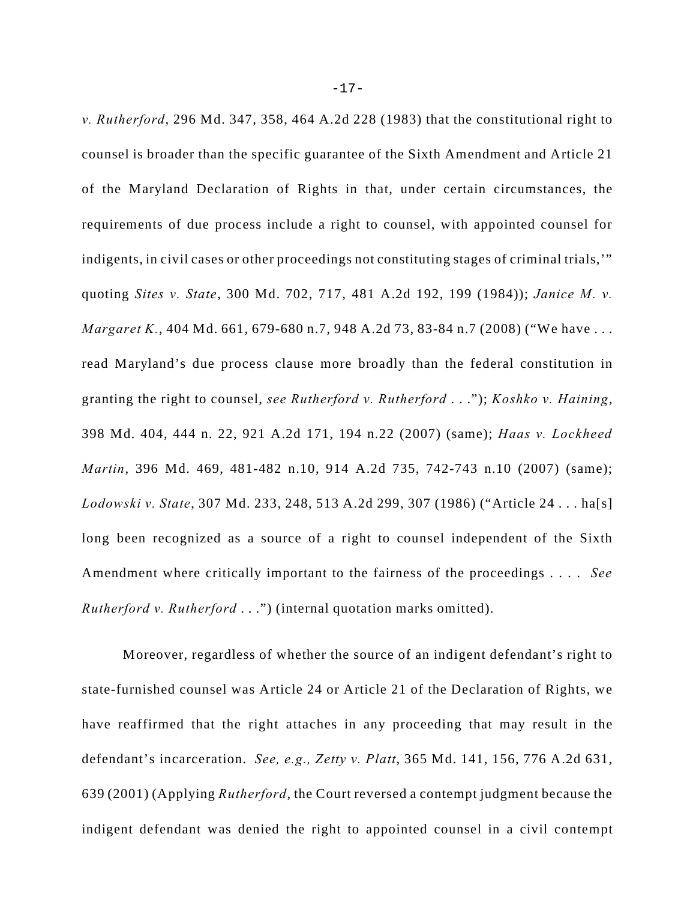*v. Rutherford*, 296 Md. 347, 358, 464 A.2d 228 (1983) that the constitutional right to counsel is broader than the specific guarantee of the Sixth Amendment and Article 21 of the Maryland Declaration of Rights in that, under certain circumstances, the requirements of due process include a right to counsel, with appointed counsel for indigents, in civil cases or other proceedings not constituting stages of criminal trials,'" quoting *Sites v. State*, 300 Md. 702, 717, 481 A.2d 192, 199 (1984)); *Janice M. v. Margaret K.*, 404 Md. 661, 679-680 n.7, 948 A.2d 73, 83-84 n.7 (2008) ("We have . . . read Maryland's due process clause more broadly than the federal constitution in granting the right to counsel, *see Rutherford v. Rutherford* . . ."); *Koshko v. Haining*, 398 Md. 404, 444 n. 22, 921 A.2d 171, 194 n.22 (2007) (same); *Haas v. Lockheed Martin*, 396 Md. 469, 481-482 n.10, 914 A.2d 735, 742-743 n.10 (2007) (same); *Lodowski v. State*, 307 Md. 233, 248, 513 A.2d 299, 307 (1986) ("Article 24 . . . ha[s] long been recognized as a source of a right to counsel independent of the Sixth Amendment where critically important to the fairness of the proceedings . . . . *See Rutherford v. Rutherford* . . .") (internal quotation marks omitted).

Moreover, regardless of whether the source of an indigent defendant's right to state-furnished counsel was Article 24 or Article 21 of the Declaration of Rights, we have reaffirmed that the right attaches in any proceeding that may result in the defendant's incarceration. *See, e.g., Zetty v. Platt*, 365 Md. 141, 156, 776 A.2d 631, 639 (2001) (Applying *Rutherford*, the Court reversed a contempt judgment because the indigent defendant was denied the right to appointed counsel in a civil contempt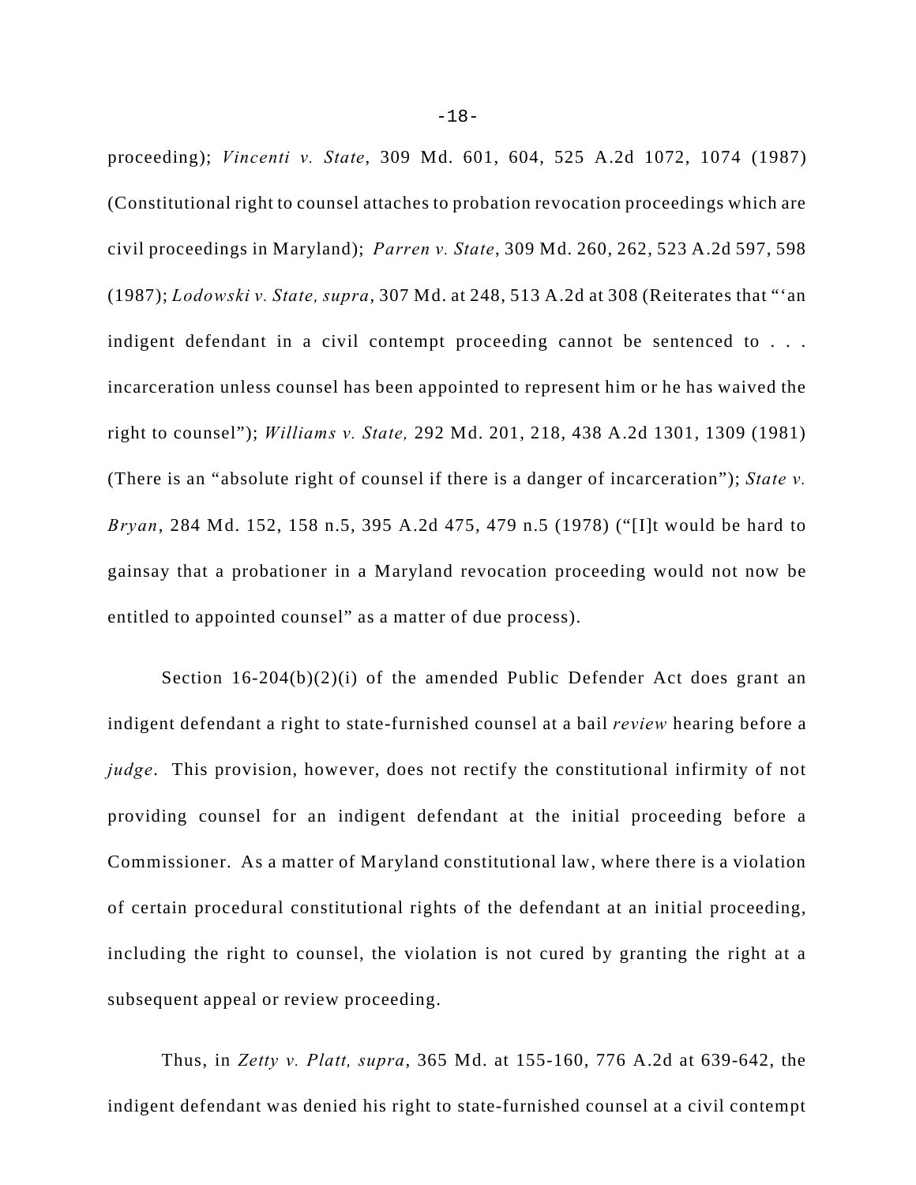proceeding); *Vincenti v. State*, 309 Md. 601, 604, 525 A.2d 1072, 1074 (1987) (Constitutional right to counsel attaches to probation revocation proceedings which are civil proceedings in Maryland); *Parren v. State*, 309 Md. 260, 262, 523 A.2d 597, 598 (1987); *Lodowski v. State, supra*, 307 Md. at 248, 513 A.2d at 308 (Reiterates that "'an indigent defendant in a civil contempt proceeding cannot be sentenced to . . . incarceration unless counsel has been appointed to represent him or he has waived the right to counsel"); *Williams v. State,* 292 Md. 201, 218, 438 A.2d 1301, 1309 (1981) (There is an "absolute right of counsel if there is a danger of incarceration"); *State v. Bryan*, 284 Md. 152, 158 n.5, 395 A.2d 475, 479 n.5 (1978) ("[I]t would be hard to gainsay that a probationer in a Maryland revocation proceeding would not now be entitled to appointed counsel" as a matter of due process).

Section 16-204(b)(2)(i) of the amended Public Defender Act does grant an indigent defendant a right to state-furnished counsel at a bail *review* hearing before a *judge*. This provision, however, does not rectify the constitutional infirmity of not providing counsel for an indigent defendant at the initial proceeding before a Commissioner. As a matter of Maryland constitutional law, where there is a violation of certain procedural constitutional rights of the defendant at an initial proceeding, including the right to counsel, the violation is not cured by granting the right at a subsequent appeal or review proceeding.

Thus, in *Zetty v. Platt, supra*, 365 Md. at 155-160, 776 A.2d at 639-642, the indigent defendant was denied his right to state-furnished counsel at a civil contempt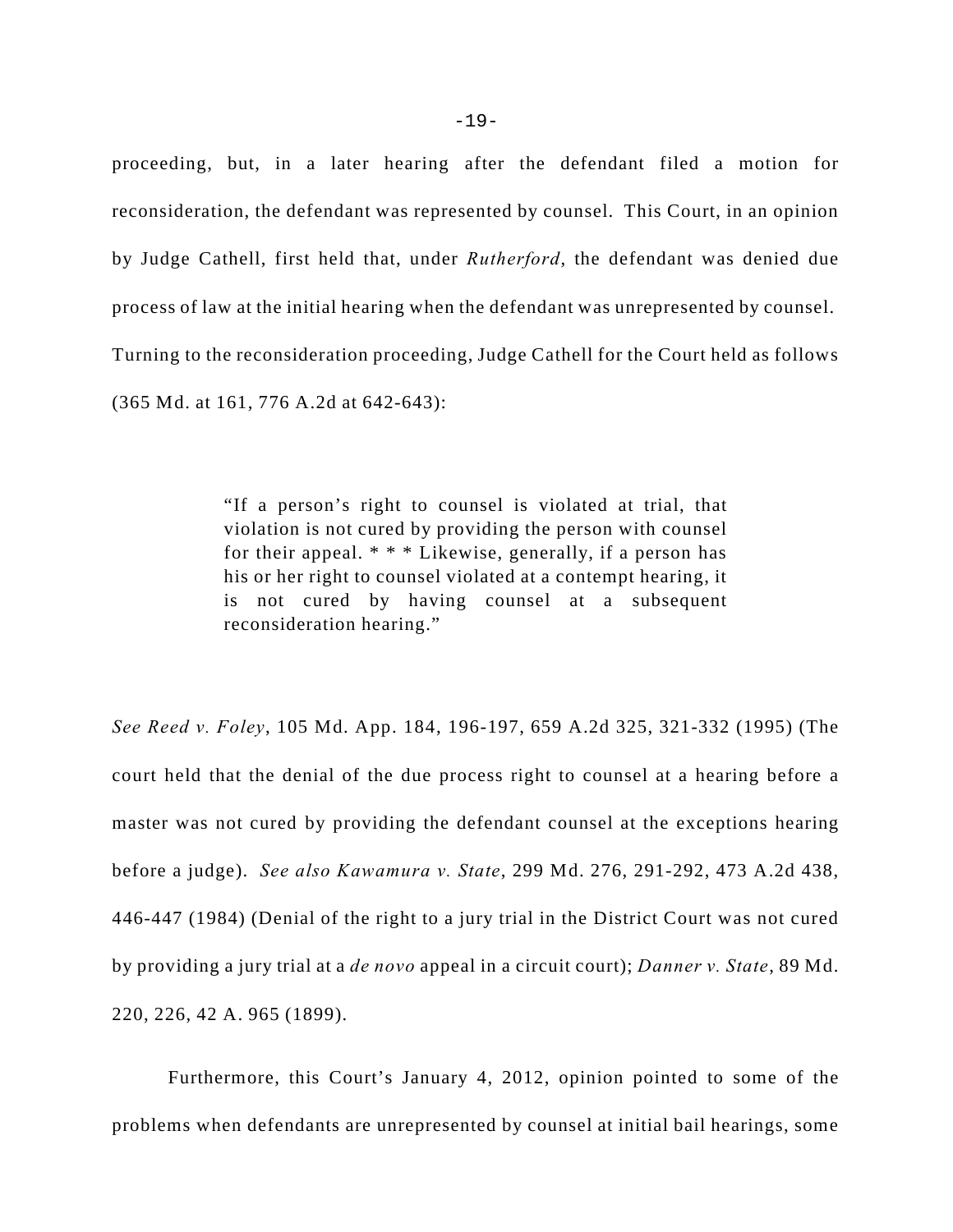proceeding, but, in a later hearing after the defendant filed a motion for reconsideration, the defendant was represented by counsel. This Court, in an opinion by Judge Cathell, first held that, under *Rutherford*, the defendant was denied due process of law at the initial hearing when the defendant was unrepresented by counsel. Turning to the reconsideration proceeding, Judge Cathell for the Court held as follows (365 Md. at 161, 776 A.2d at 642-643):

> "If a person's right to counsel is violated at trial, that violation is not cured by providing the person with counsel for their appeal. * * * Likewise, generally, if a person has his or her right to counsel violated at a contempt hearing, it is not cured by having counsel at a subsequent reconsideration hearing."

*See Reed v. Foley*, 105 Md. App. 184, 196-197, 659 A.2d 325, 321-332 (1995) (The court held that the denial of the due process right to counsel at a hearing before a master was not cured by providing the defendant counsel at the exceptions hearing before a judge). *See also Kawamura v. State*, 299 Md. 276, 291-292, 473 A.2d 438, 446-447 (1984) (Denial of the right to a jury trial in the District Court was not cured by providing a jury trial at a *de novo* appeal in a circuit court); *Danner v. State*, 89 Md. 220, 226, 42 A. 965 (1899).

Furthermore, this Court's January 4, 2012, opinion pointed to some of the problems when defendants are unrepresented by counsel at initial bail hearings, some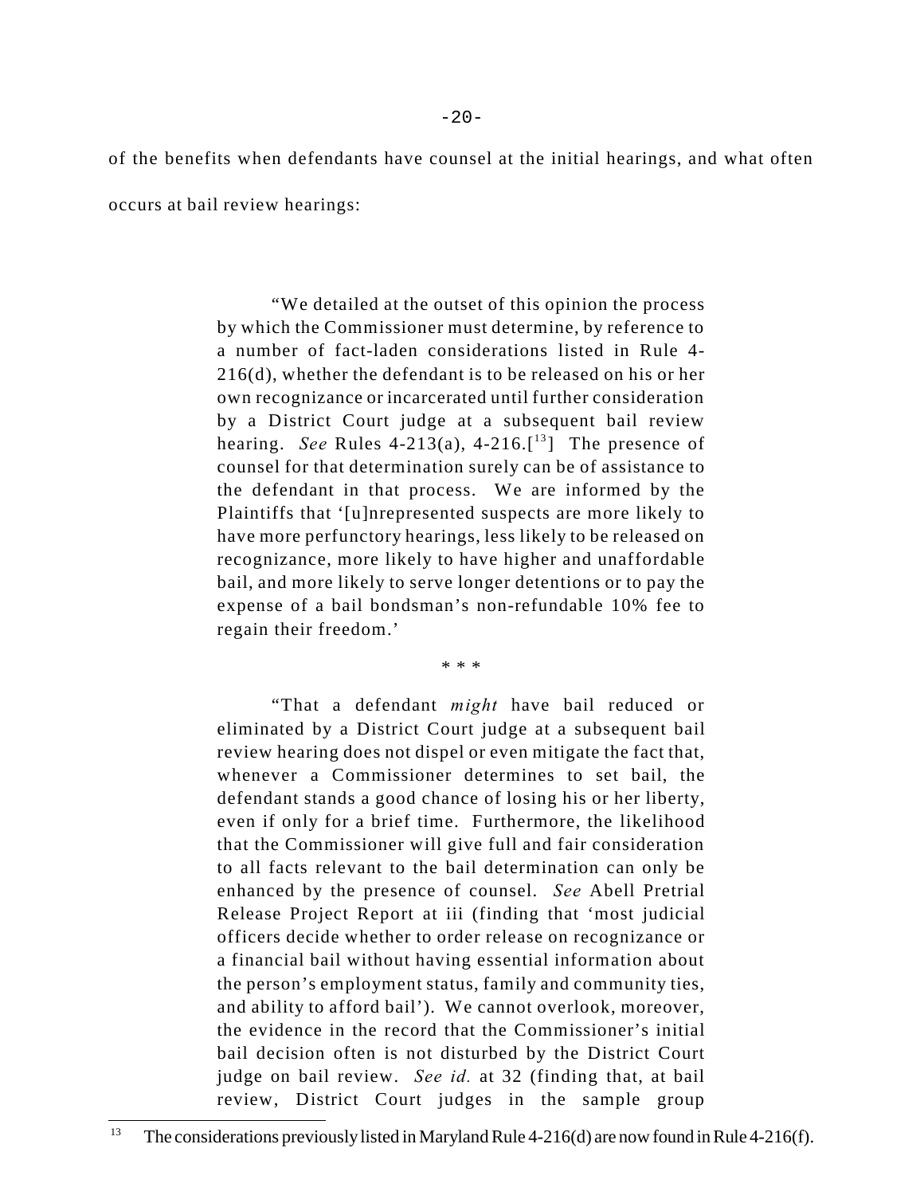of the benefits when defendants have counsel at the initial hearings, and what often occurs at bail review hearings:

> "We detailed at the outset of this opinion the process by which the Commissioner must determine, by reference to a number of fact-laden considerations listed in Rule 4-216(d), whether the defendant is to be released on his or her own recognizance or incarcerated until further consideration by a District Court judge at a subsequent bail review hearing. *See* Rules 4-213(a), 4-216.[13] The presence of counsel for that determination surely can be of assistance to the defendant in that process. We are informed by the Plaintiffs that '[u]nrepresented suspects are more likely to have more perfunctory hearings, less likely to be released on recognizance, more likely to have higher and unaffordable bail, and more likely to serve longer detentions or to pay the expense of a bail bondsman's non-refundable 10% fee to regain their freedom.'
>
> \* \* \*
>
> "That a defendant *might* have bail reduced or eliminated by a District Court judge at a subsequent bail review hearing does not dispel or even mitigate the fact that, whenever a Commissioner determines to set bail, the defendant stands a good chance of losing his or her liberty, even if only for a brief time. Furthermore, the likelihood that the Commissioner will give full and fair consideration to all facts relevant to the bail determination can only be enhanced by the presence of counsel. *See* Abell Pretrial Release Project Report at iii (finding that 'most judicial officers decide whether to order release on recognizance or a financial bail without having essential information about the person's employment status, family and community ties, and ability to afford bail'). We cannot overlook, moreover, the evidence in the record that the Commissioner's initial bail decision often is not disturbed by the District Court judge on bail review. *See id.* at 32 (finding that, at bail review, District Court judges in the sample group

---

[13] The considerations previously listed in Maryland Rule 4-216(d) are now found in Rule 4-216(f).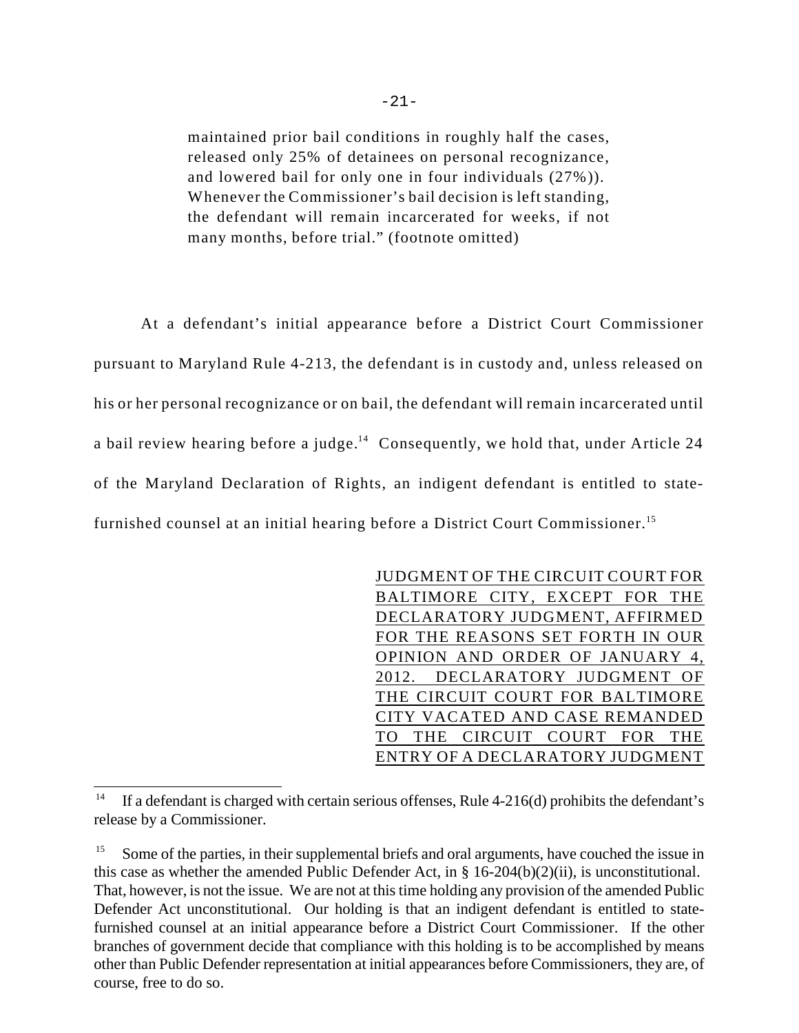> maintained prior bail conditions in roughly half the cases, released only 25% of detainees on personal recognizance, and lowered bail for only one in four individuals (27%)). Whenever the Commissioner's bail decision is left standing, the defendant will remain incarcerated for weeks, if not many months, before trial." (footnote omitted)

At a defendant's initial appearance before a District Court Commissioner pursuant to Maryland Rule 4-213, the defendant is in custody and, unless released on his or her personal recognizance or on bail, the defendant will remain incarcerated until a bail review hearing before a judge.[14] Consequently, we hold that, under Article 24 of the Maryland Declaration of Rights, an indigent defendant is entitled to state-furnished counsel at an initial hearing before a District Court Commissioner.[15]

JUDGMENT OF THE CIRCUIT COURT FOR BALTIMORE CITY, EXCEPT FOR THE DECLARATORY JUDGMENT, AFFIRMED FOR THE REASONS SET FORTH IN OUR OPINION AND ORDER OF JANUARY 4, 2012. DECLARATORY JUDGMENT OF THE CIRCUIT COURT FOR BALTIMORE CITY VACATED AND CASE REMANDED TO THE CIRCUIT COURT FOR THE ENTRY OF A DECLARATORY JUDGMENT

---

[14] If a defendant is charged with certain serious offenses, Rule 4-216(d) prohibits the defendant's release by a Commissioner.

[15] Some of the parties, in their supplemental briefs and oral arguments, have couched the issue in this case as whether the amended Public Defender Act, in § 16-204(b)(2)(ii), is unconstitutional. That, however, is not the issue. We are not at this time holding any provision of the amended Public Defender Act unconstitutional. Our holding is that an indigent defendant is entitled to state-furnished counsel at an initial appearance before a District Court Commissioner. If the other branches of government decide that compliance with this holding is to be accomplished by means other than Public Defender representation at initial appearances before Commissioners, they are, of course, free to do so.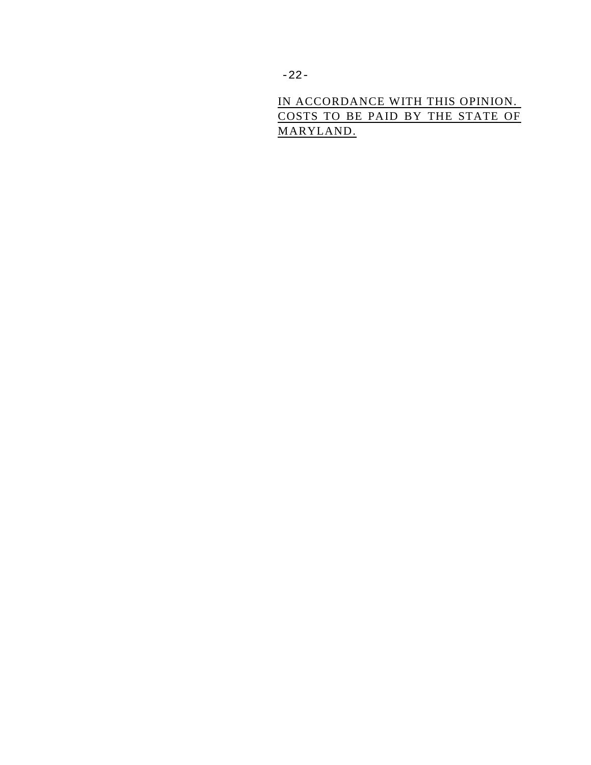<u>IN ACCORDANCE WITH THIS OPINION. COSTS TO BE PAID BY THE STATE OF MARYLAND.</u>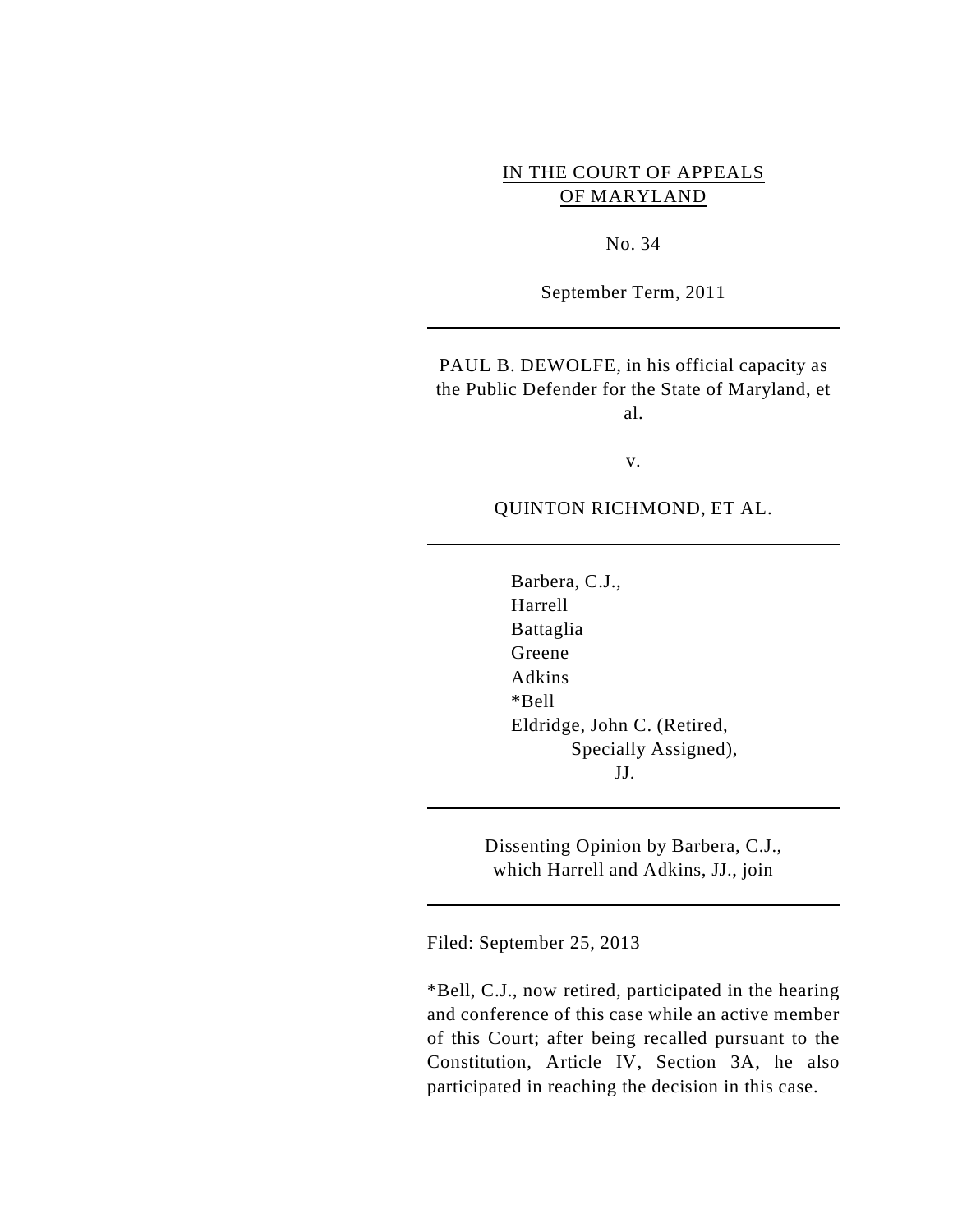IN THE COURT OF APPEALS
OF MARYLAND

No. 34

September Term, 2011

---

PAUL B. DEWOLFE, in his official capacity as the Public Defender for the State of Maryland, et al.

v.

QUINTON RICHMOND, ET AL.

---

Barbera, C.J.,
Harrell
Battaglia
Greene
Adkins
*Bell
Eldridge, John C. (Retired,
Specially Assigned),
JJ.

---

Dissenting Opinion by Barbera, C.J.,
which Harrell and Adkins, JJ., join

---

Filed: September 25, 2013

*Bell, C.J., now retired, participated in the hearing and conference of this case while an active member of this Court; after being recalled pursuant to the Constitution, Article IV, Section 3A, he also participated in reaching the decision in this case.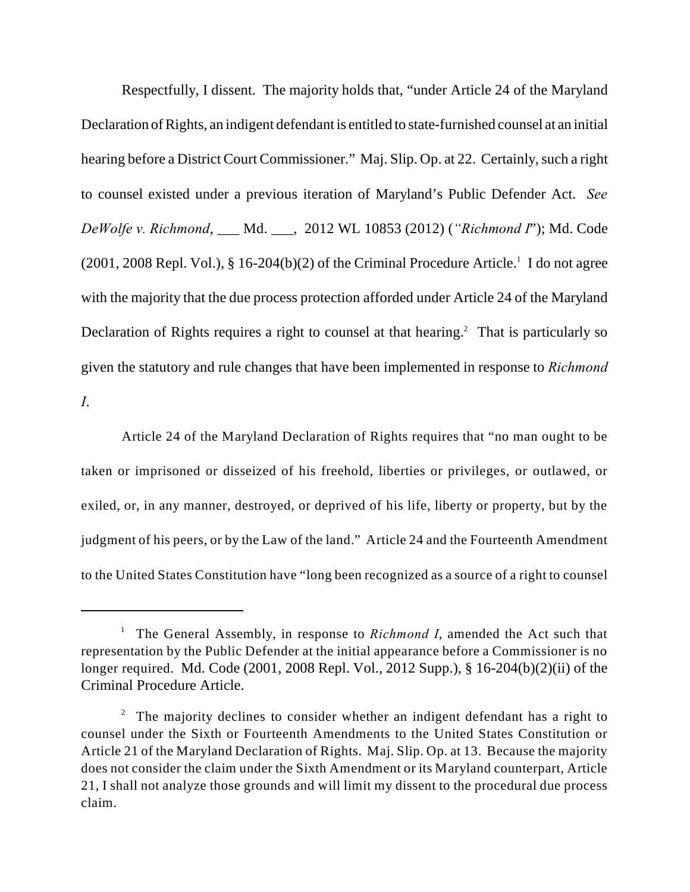Respectfully, I dissent. The majority holds that, "under Article 24 of the Maryland Declaration of Rights, an indigent defendant is entitled to state-furnished counsel at an initial hearing before a District Court Commissioner." Maj. Slip. Op. at 22. Certainly, such a right to counsel existed under a previous iteration of Maryland's Public Defender Act. *See DeWolfe v. Richmond*, ___ Md. ___, 2012 WL 10853 (2012) (*"Richmond I"*); Md. Code (2001, 2008 Repl. Vol.), § 16-204(b)(2) of the Criminal Procedure Article.[1] I do not agree with the majority that the due process protection afforded under Article 24 of the Maryland Declaration of Rights requires a right to counsel at that hearing.[2] That is particularly so given the statutory and rule changes that have been implemented in response to *Richmond I*.

Article 24 of the Maryland Declaration of Rights requires that "no man ought to be taken or imprisoned or disseized of his freehold, liberties or privileges, or outlawed, or exiled, or, in any manner, destroyed, or deprived of his life, liberty or property, but by the judgment of his peers, or by the Law of the land." Article 24 and the Fourteenth Amendment to the United States Constitution have "long been recognized as a source of a right to counsel

---

[1] The General Assembly, in response to *Richmond I*, amended the Act such that representation by the Public Defender at the initial appearance before a Commissioner is no longer required. Md. Code (2001, 2008 Repl. Vol., 2012 Supp.), § 16-204(b)(2)(ii) of the Criminal Procedure Article.

[2] The majority declines to consider whether an indigent defendant has a right to counsel under the Sixth or Fourteenth Amendments to the United States Constitution or Article 21 of the Maryland Declaration of Rights. Maj. Slip. Op. at 13. Because the majority does not consider the claim under the Sixth Amendment or its Maryland counterpart, Article 21, I shall not analyze those grounds and will limit my dissent to the procedural due process claim.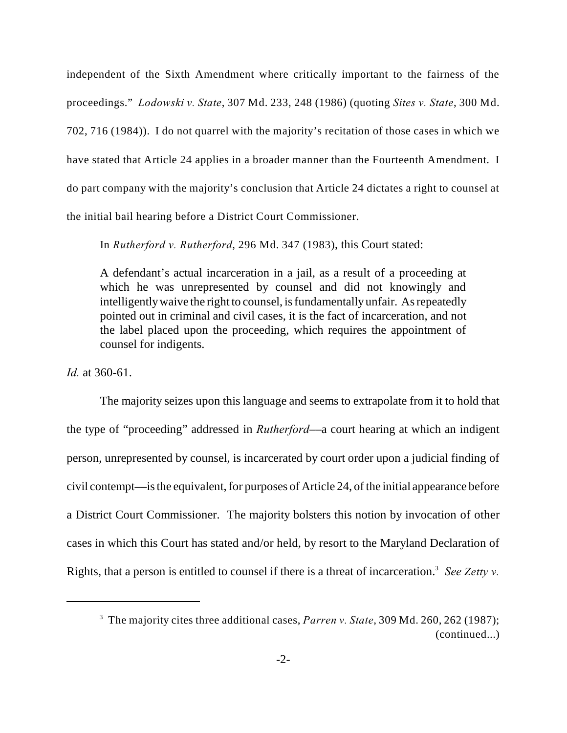independent of the Sixth Amendment where critically important to the fairness of the proceedings." *Lodowski v. State*, 307 Md. 233, 248 (1986) (quoting *Sites v. State*, 300 Md. 702, 716 (1984)). I do not quarrel with the majority's recitation of those cases in which we have stated that Article 24 applies in a broader manner than the Fourteenth Amendment. I do part company with the majority's conclusion that Article 24 dictates a right to counsel at the initial bail hearing before a District Court Commissioner.

In *Rutherford v. Rutherford*, 296 Md. 347 (1983), this Court stated:

> A defendant's actual incarceration in a jail, as a result of a proceeding at which he was unrepresented by counsel and did not knowingly and intelligently waive the right to counsel, is fundamentally unfair. As repeatedly pointed out in criminal and civil cases, it is the fact of incarceration, and not the label placed upon the proceeding, which requires the appointment of counsel for indigents.

*Id.* at 360-61.

The majority seizes upon this language and seems to extrapolate from it to hold that the type of "proceeding" addressed in *Rutherford*—a court hearing at which an indigent person, unrepresented by counsel, is incarcerated by court order upon a judicial finding of civil contempt—is the equivalent, for purposes of Article 24, of the initial appearance before a District Court Commissioner. The majority bolsters this notion by invocation of other cases in which this Court has stated and/or held, by resort to the Maryland Declaration of Rights, that a person is entitled to counsel if there is a threat of incarceration.[3] *See Zetty v.*

---

[3] The majority cites three additional cases, *Parren v. State*, 309 Md. 260, 262 (1987); (continued...)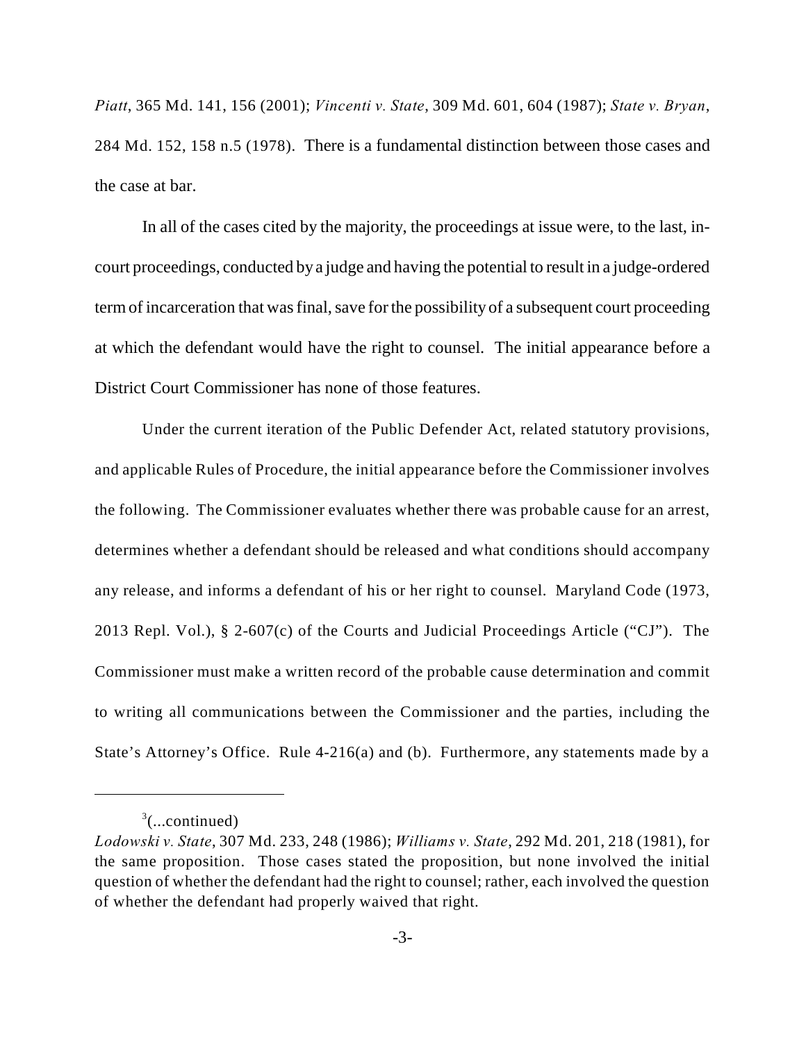*Piatt*, 365 Md. 141, 156 (2001); *Vincenti v. State*, 309 Md. 601, 604 (1987); *State v. Bryan*, 284 Md. 152, 158 n.5 (1978). There is a fundamental distinction between those cases and the case at bar.

In all of the cases cited by the majority, the proceedings at issue were, to the last, in-court proceedings, conducted by a judge and having the potential to result in a judge-ordered term of incarceration that was final, save for the possibility of a subsequent court proceeding at which the defendant would have the right to counsel. The initial appearance before a District Court Commissioner has none of those features.

Under the current iteration of the Public Defender Act, related statutory provisions, and applicable Rules of Procedure, the initial appearance before the Commissioner involves the following. The Commissioner evaluates whether there was probable cause for an arrest, determines whether a defendant should be released and what conditions should accompany any release, and informs a defendant of his or her right to counsel. Maryland Code (1973, 2013 Repl. Vol.), § 2-607(c) of the Courts and Judicial Proceedings Article ("CJ"). The Commissioner must make a written record of the probable cause determination and commit to writing all communications between the Commissioner and the parties, including the State's Attorney's Office. Rule 4-216(a) and (b). Furthermore, any statements made by a

---

[3](...continued)
*Lodowski v. State*, 307 Md. 233, 248 (1986); *Williams v. State*, 292 Md. 201, 218 (1981), for the same proposition. Those cases stated the proposition, but none involved the initial question of whether the defendant had the right to counsel; rather, each involved the question of whether the defendant had properly waived that right.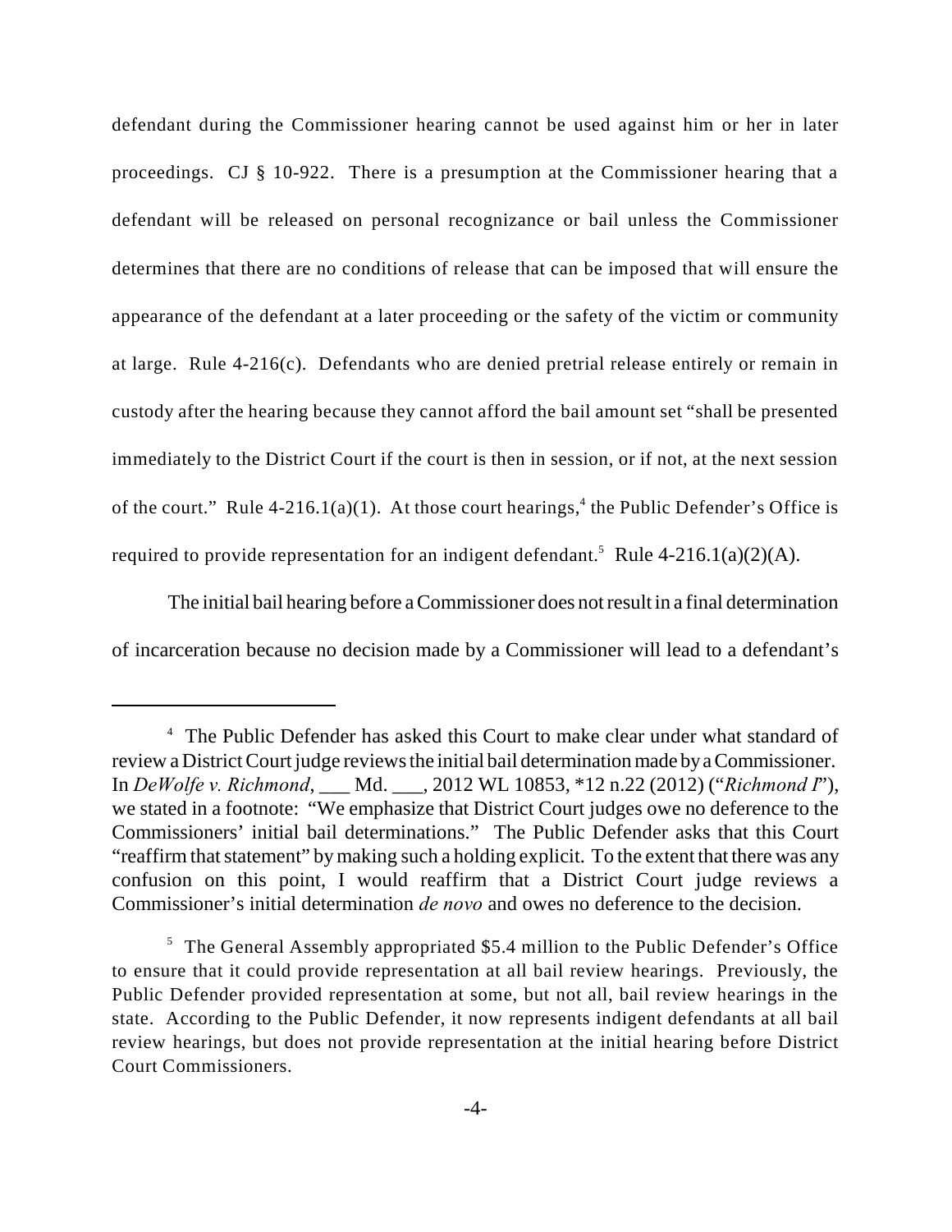defendant during the Commissioner hearing cannot be used against him or her in later proceedings. CJ § 10-922. There is a presumption at the Commissioner hearing that a defendant will be released on personal recognizance or bail unless the Commissioner determines that there are no conditions of release that can be imposed that will ensure the appearance of the defendant at a later proceeding or the safety of the victim or community at large. Rule 4-216(c). Defendants who are denied pretrial release entirely or remain in custody after the hearing because they cannot afford the bail amount set "shall be presented immediately to the District Court if the court is then in session, or if not, at the next session of the court." Rule 4-216.1(a)(1). At those court hearings,[4] the Public Defender's Office is required to provide representation for an indigent defendant.[5] Rule 4-216.1(a)(2)(A).

The initial bail hearing before a Commissioner does not result in a final determination of incarceration because no decision made by a Commissioner will lead to a defendant's

---

[4] The Public Defender has asked this Court to make clear under what standard of review a District Court judge reviews the initial bail determination made by a Commissioner. In *DeWolfe v. Richmond*, ___ Md. ___, 2012 WL 10853, *12 n.22 (2012) ("*Richmond I*"), we stated in a footnote: "We emphasize that District Court judges owe no deference to the Commissioners' initial bail determinations." The Public Defender asks that this Court "reaffirm that statement" by making such a holding explicit. To the extent that there was any confusion on this point, I would reaffirm that a District Court judge reviews a Commissioner's initial determination *de novo* and owes no deference to the decision.

[5] The General Assembly appropriated $5.4 million to the Public Defender's Office to ensure that it could provide representation at all bail review hearings. Previously, the Public Defender provided representation at some, but not all, bail review hearings in the state. According to the Public Defender, it now represents indigent defendants at all bail review hearings, but does not provide representation at the initial hearing before District Court Commissioners.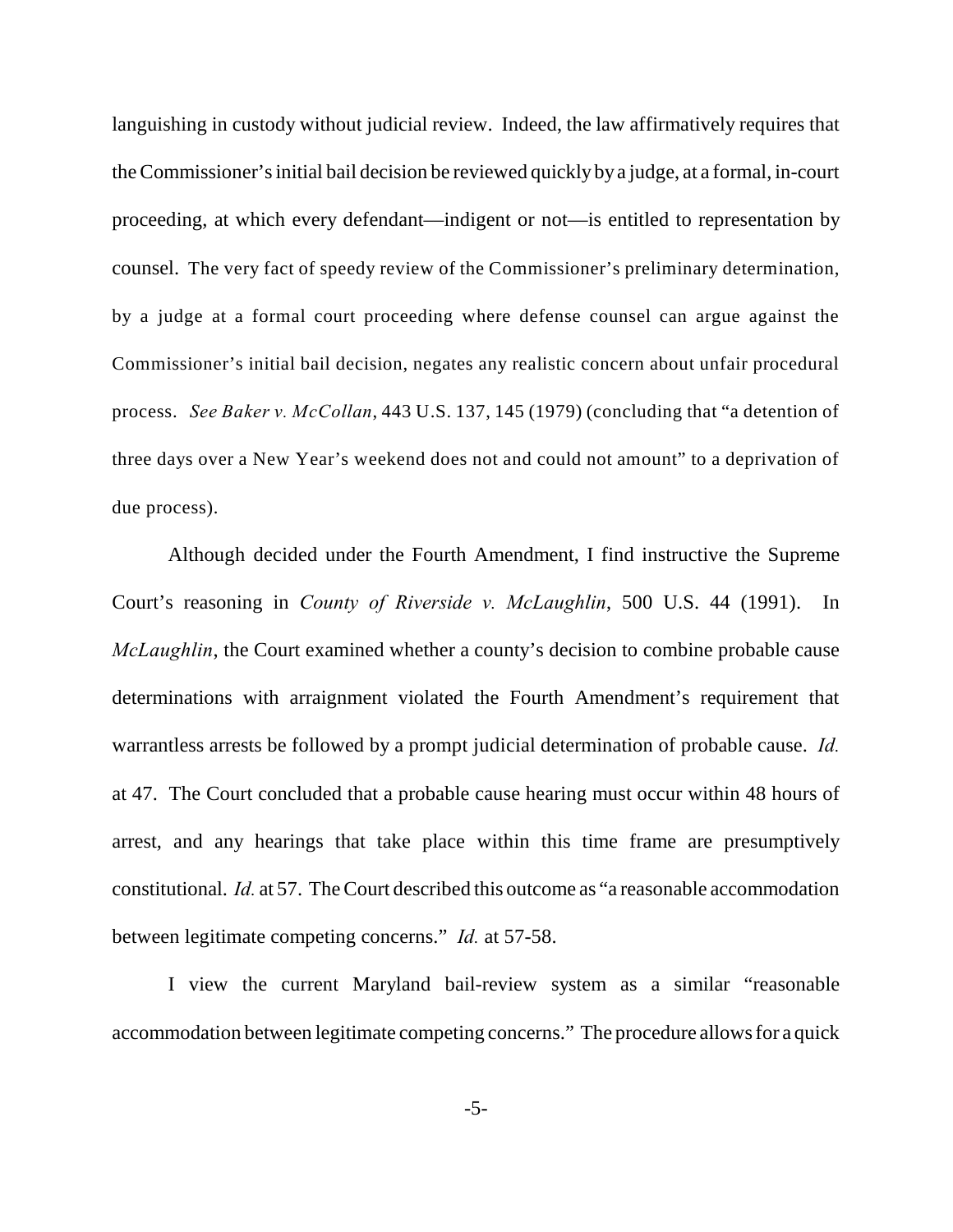languishing in custody without judicial review. Indeed, the law affirmatively requires that the Commissioner's initial bail decision be reviewed quickly by a judge, at a formal, in-court proceeding, at which every defendant—indigent or not—is entitled to representation by counsel. The very fact of speedy review of the Commissioner's preliminary determination, by a judge at a formal court proceeding where defense counsel can argue against the Commissioner's initial bail decision, negates any realistic concern about unfair procedural process. *See Baker v. McCollan*, 443 U.S. 137, 145 (1979) (concluding that "a detention of three days over a New Year's weekend does not and could not amount" to a deprivation of due process).

Although decided under the Fourth Amendment, I find instructive the Supreme Court's reasoning in *County of Riverside v. McLaughlin*, 500 U.S. 44 (1991). In *McLaughlin*, the Court examined whether a county's decision to combine probable cause determinations with arraignment violated the Fourth Amendment's requirement that warrantless arrests be followed by a prompt judicial determination of probable cause. *Id.* at 47. The Court concluded that a probable cause hearing must occur within 48 hours of arrest, and any hearings that take place within this time frame are presumptively constitutional. *Id.* at 57. The Court described this outcome as "a reasonable accommodation between legitimate competing concerns." *Id.* at 57-58.

I view the current Maryland bail-review system as a similar "reasonable accommodation between legitimate competing concerns." The procedure allows for a quick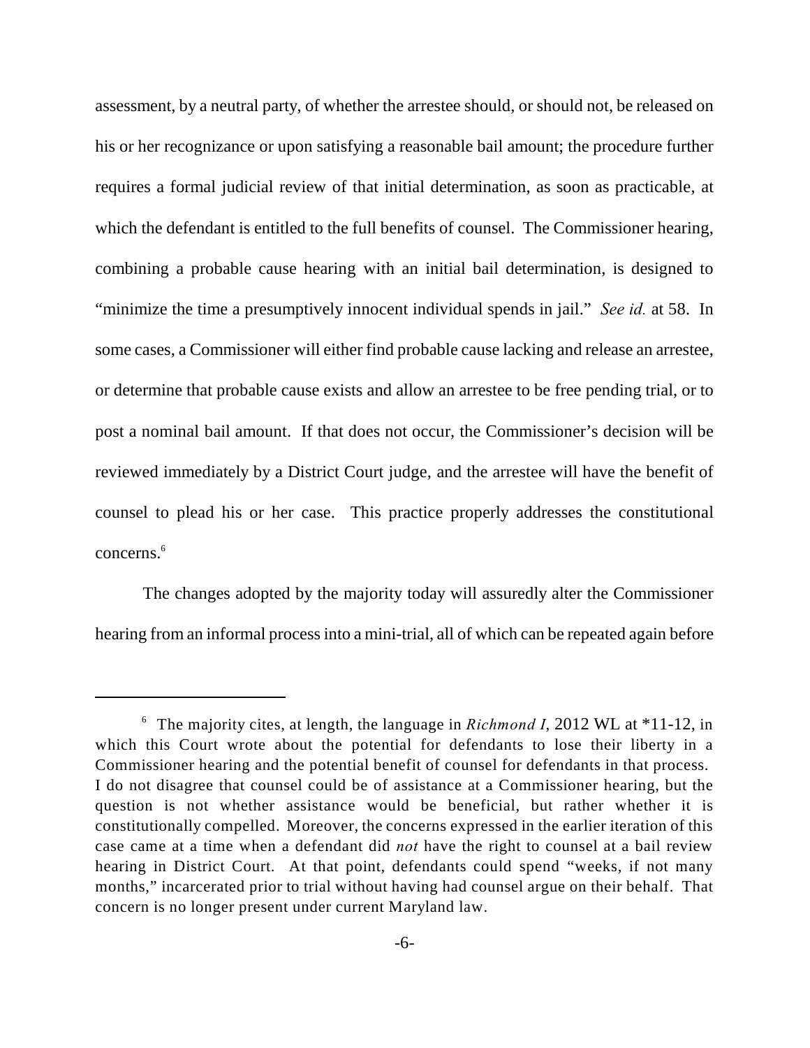assessment, by a neutral party, of whether the arrestee should, or should not, be released on his or her recognizance or upon satisfying a reasonable bail amount; the procedure further requires a formal judicial review of that initial determination, as soon as practicable, at which the defendant is entitled to the full benefits of counsel. The Commissioner hearing, combining a probable cause hearing with an initial bail determination, is designed to "minimize the time a presumptively innocent individual spends in jail." *See id.* at 58. In some cases, a Commissioner will either find probable cause lacking and release an arrestee, or determine that probable cause exists and allow an arrestee to be free pending trial, or to post a nominal bail amount. If that does not occur, the Commissioner's decision will be reviewed immediately by a District Court judge, and the arrestee will have the benefit of counsel to plead his or her case. This practice properly addresses the constitutional concerns.[6]

The changes adopted by the majority today will assuredly alter the Commissioner hearing from an informal process into a mini-trial, all of which can be repeated again before

---

[6] The majority cites, at length, the language in *Richmond I*, 2012 WL at *11-12, in which this Court wrote about the potential for defendants to lose their liberty in a Commissioner hearing and the potential benefit of counsel for defendants in that process. I do not disagree that counsel could be of assistance at a Commissioner hearing, but the question is not whether assistance would be beneficial, but rather whether it is constitutionally compelled. Moreover, the concerns expressed in the earlier iteration of this case came at a time when a defendant did *not* have the right to counsel at a bail review hearing in District Court. At that point, defendants could spend "weeks, if not many months," incarcerated prior to trial without having had counsel argue on their behalf. That concern is no longer present under current Maryland law.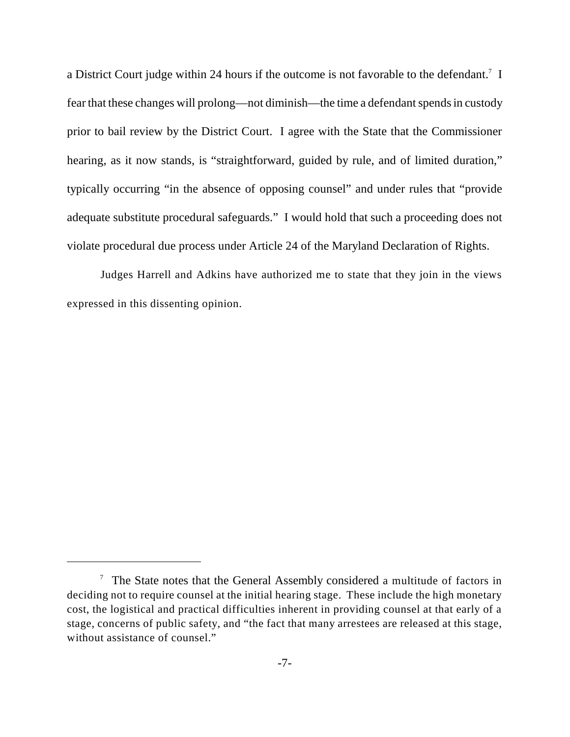a District Court judge within 24 hours if the outcome is not favorable to the defendant.[7] I fear that these changes will prolong—not diminish—the time a defendant spends in custody prior to bail review by the District Court. I agree with the State that the Commissioner hearing, as it now stands, is "straightforward, guided by rule, and of limited duration," typically occurring "in the absence of opposing counsel" and under rules that "provide adequate substitute procedural safeguards." I would hold that such a proceeding does not violate procedural due process under Article 24 of the Maryland Declaration of Rights.

Judges Harrell and Adkins have authorized me to state that they join in the views expressed in this dissenting opinion.

---

[7] The State notes that the General Assembly considered a multitude of factors in deciding not to require counsel at the initial hearing stage. These include the high monetary cost, the logistical and practical difficulties inherent in providing counsel at that early of a stage, concerns of public safety, and "the fact that many arrestees are released at this stage, without assistance of counsel."